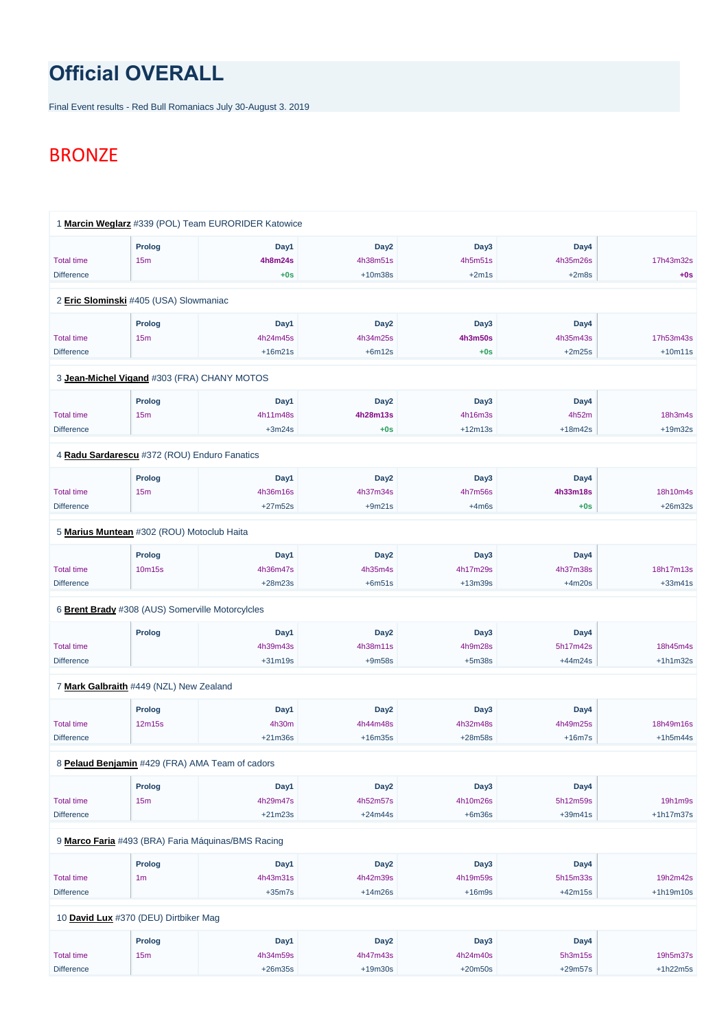# Official OVERALL

Final Event results - Red Bull Romaniacs July 30-August 3. 2019

## BRONZE

1 **Marcin Weglarz** #339 (POL) Team EURORIDER Katowice

| | Prolog | Day1 | Day2 | Day3 | Day4 | |
|---|---|---|---|---|---|---|
| Total time | 15m | **4h8m24s** | 4h38m51s | 4h5m51s | 4h35m26s | 17h43m32s |
| Difference | | **+0s** | +10m38s | +2m1s | +2m8s | **+0s** |

2 **Eric Slominski** #405 (USA) Slowmaniac

| | Prolog | Day1 | Day2 | Day3 | Day4 | |
|---|---|---|---|---|---|---|
| Total time | 15m | 4h24m45s | 4h34m25s | **4h3m50s** | 4h35m43s | 17h53m43s |
| Difference | | +16m21s | +6m12s | **+0s** | +2m25s | +10m11s |

3 **Jean-Michel Vigand** #303 (FRA) CHANY MOTOS

| | Prolog | Day1 | Day2 | Day3 | Day4 | |
|---|---|---|---|---|---|---|
| Total time | 15m | 4h11m48s | **4h28m13s** | 4h16m3s | 4h52m | 18h3m4s |
| Difference | | +3m24s | **+0s** | +12m13s | +18m42s | +19m32s |

4 **Radu Sardarescu** #372 (ROU) Enduro Fanatics

| | Prolog | Day1 | Day2 | Day3 | Day4 | |
|---|---|---|---|---|---|---|
| Total time | 15m | 4h36m16s | 4h37m34s | 4h7m56s | **4h33m18s** | 18h10m4s |
| Difference | | +27m52s | +9m21s | +4m6s | **+0s** | +26m32s |

5 **Marius Muntean** #302 (ROU) Motoclub Haita

| | Prolog | Day1 | Day2 | Day3 | Day4 | |
|---|---|---|---|---|---|---|
| Total time | 10m15s | 4h36m47s | 4h35m4s | 4h17m29s | 4h37m38s | 18h17m13s |
| Difference | | +28m23s | +6m51s | +13m39s | +4m20s | +33m41s |

6 **Brent Brady** #308 (AUS) Somerville Motorcylcles

| | Prolog | Day1 | Day2 | Day3 | Day4 | |
|---|---|---|---|---|---|---|
| Total time | | 4h39m43s | 4h38m11s | 4h9m28s | 5h17m42s | 18h45m4s |
| Difference | | +31m19s | +9m58s | +5m38s | +44m24s | +1h1m32s |

7 **Mark Galbraith** #449 (NZL) New Zealand

| | Prolog | Day1 | Day2 | Day3 | Day4 | |
|---|---|---|---|---|---|---|
| Total time | 12m15s | 4h30m | 4h44m48s | 4h32m48s | 4h49m25s | 18h49m16s |
| Difference | | +21m36s | +16m35s | +28m58s | +16m7s | +1h5m44s |

8 **Pelaud Benjamin** #429 (FRA) AMA Team of cadors

| | Prolog | Day1 | Day2 | Day3 | Day4 | |
|---|---|---|---|---|---|---|
| Total time | 15m | 4h29m47s | 4h52m57s | 4h10m26s | 5h12m59s | 19h1m9s |
| Difference | | +21m23s | +24m44s | +6m36s | +39m41s | +1h17m37s |

9 **Marco Faria** #493 (BRA) Faria Máquinas/BMS Racing

| | Prolog | Day1 | Day2 | Day3 | Day4 | |
|---|---|---|---|---|---|---|
| Total time | 1m | 4h43m31s | 4h42m39s | 4h19m59s | 5h15m33s | 19h2m42s |
| Difference | | +35m7s | +14m26s | +16m9s | +42m15s | +1h19m10s |

10 **David Lux** #370 (DEU) Dirtbiker Mag

| | Prolog | Day1 | Day2 | Day3 | Day4 | |
|---|---|---|---|---|---|---|
| Total time | 15m | 4h34m59s | 4h47m43s | 4h24m40s | 5h3m15s | 19h5m37s |
| Difference | | +26m35s | +19m30s | +20m50s | +29m57s | +1h22m5s |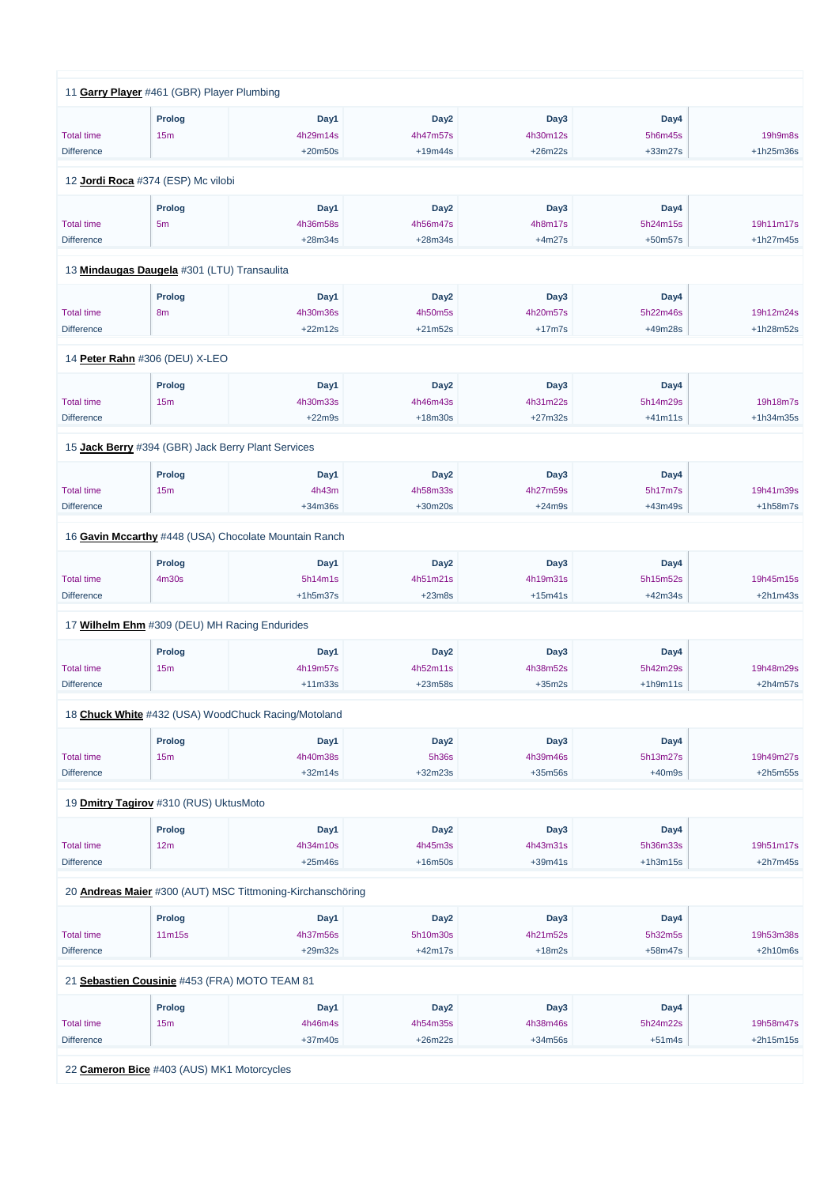11 **Garry Player** #461 (GBR) Player Plumbing

| | Prolog | Day1 | Day2 | Day3 | Day4 | |
|---|---|---|---|---|---|---|
| Total time | 15m | 4h29m14s | 4h47m57s | 4h30m12s | 5h6m45s | 19h9m8s |
| Difference | | +20m50s | +19m44s | +26m22s | +33m27s | +1h25m36s |

12 **Jordi Roca** #374 (ESP) Mc vilobi

| | Prolog | Day1 | Day2 | Day3 | Day4 | |
|---|---|---|---|---|---|---|
| Total time | 5m | 4h36m58s | 4h56m47s | 4h8m17s | 5h24m15s | 19h11m17s |
| Difference | | +28m34s | +28m34s | +4m27s | +50m57s | +1h27m45s |

13 **Mindaugas Daugela** #301 (LTU) Transaulita

| | Prolog | Day1 | Day2 | Day3 | Day4 | |
|---|---|---|---|---|---|---|
| Total time | 8m | 4h30m36s | 4h50m5s | 4h20m57s | 5h22m46s | 19h12m24s |
| Difference | | +22m12s | +21m52s | +17m7s | +49m28s | +1h28m52s |

14 **Peter Rahn** #306 (DEU) X-LEO

| | Prolog | Day1 | Day2 | Day3 | Day4 | |
|---|---|---|---|---|---|---|
| Total time | 15m | 4h30m33s | 4h46m43s | 4h31m22s | 5h14m29s | 19h18m7s |
| Difference | | +22m9s | +18m30s | +27m32s | +41m11s | +1h34m35s |

15 **Jack Berry** #394 (GBR) Jack Berry Plant Services

| | Prolog | Day1 | Day2 | Day3 | Day4 | |
|---|---|---|---|---|---|---|
| Total time | 15m | 4h43m | 4h58m33s | 4h27m59s | 5h17m7s | 19h41m39s |
| Difference | | +34m36s | +30m20s | +24m9s | +43m49s | +1h58m7s |

16 **Gavin Mccarthy** #448 (USA) Chocolate Mountain Ranch

| | Prolog | Day1 | Day2 | Day3 | Day4 | |
|---|---|---|---|---|---|---|
| Total time | 4m30s | 5h14m1s | 4h51m21s | 4h19m31s | 5h15m52s | 19h45m15s |
| Difference | | +1h5m37s | +23m8s | +15m41s | +42m34s | +2h1m43s |

17 **Wilhelm Ehm** #309 (DEU) MH Racing Endurides

| | Prolog | Day1 | Day2 | Day3 | Day4 | |
|---|---|---|---|---|---|---|
| Total time | 15m | 4h19m57s | 4h52m11s | 4h38m52s | 5h42m29s | 19h48m29s |
| Difference | | +11m33s | +23m58s | +35m2s | +1h9m11s | +2h4m57s |

18 **Chuck White** #432 (USA) WoodChuck Racing/Motoland

| | Prolog | Day1 | Day2 | Day3 | Day4 | |
|---|---|---|---|---|---|---|
| Total time | 15m | 4h40m38s | 5h36s | 4h39m46s | 5h13m27s | 19h49m27s |
| Difference | | +32m14s | +32m23s | +35m56s | +40m9s | +2h5m55s |

19 **Dmitry Tagirov** #310 (RUS) UktusMoto

| | Prolog | Day1 | Day2 | Day3 | Day4 | |
|---|---|---|---|---|---|---|
| Total time | 12m | 4h34m10s | 4h45m3s | 4h43m31s | 5h36m33s | 19h51m17s |
| Difference | | +25m46s | +16m50s | +39m41s | +1h3m15s | +2h7m45s |

20 **Andreas Maier** #300 (AUT) MSC Tittmoning-Kirchanschöring

| | Prolog | Day1 | Day2 | Day3 | Day4 | |
|---|---|---|---|---|---|---|
| Total time | 11m15s | 4h37m56s | 5h10m30s | 4h21m52s | 5h32m5s | 19h53m38s |
| Difference | | +29m32s | +42m17s | +18m2s | +58m47s | +2h10m6s |

21 **Sebastien Cousinie** #453 (FRA) MOTO TEAM 81

| | Prolog | Day1 | Day2 | Day3 | Day4 | |
|---|---|---|---|---|---|---|
| Total time | 15m | 4h46m4s | 4h54m35s | 4h38m46s | 5h24m22s | 19h58m47s |
| Difference | | +37m40s | +26m22s | +34m56s | +51m4s | +2h15m15s |

22 **Cameron Bice** #403 (AUS) MK1 Motorcycles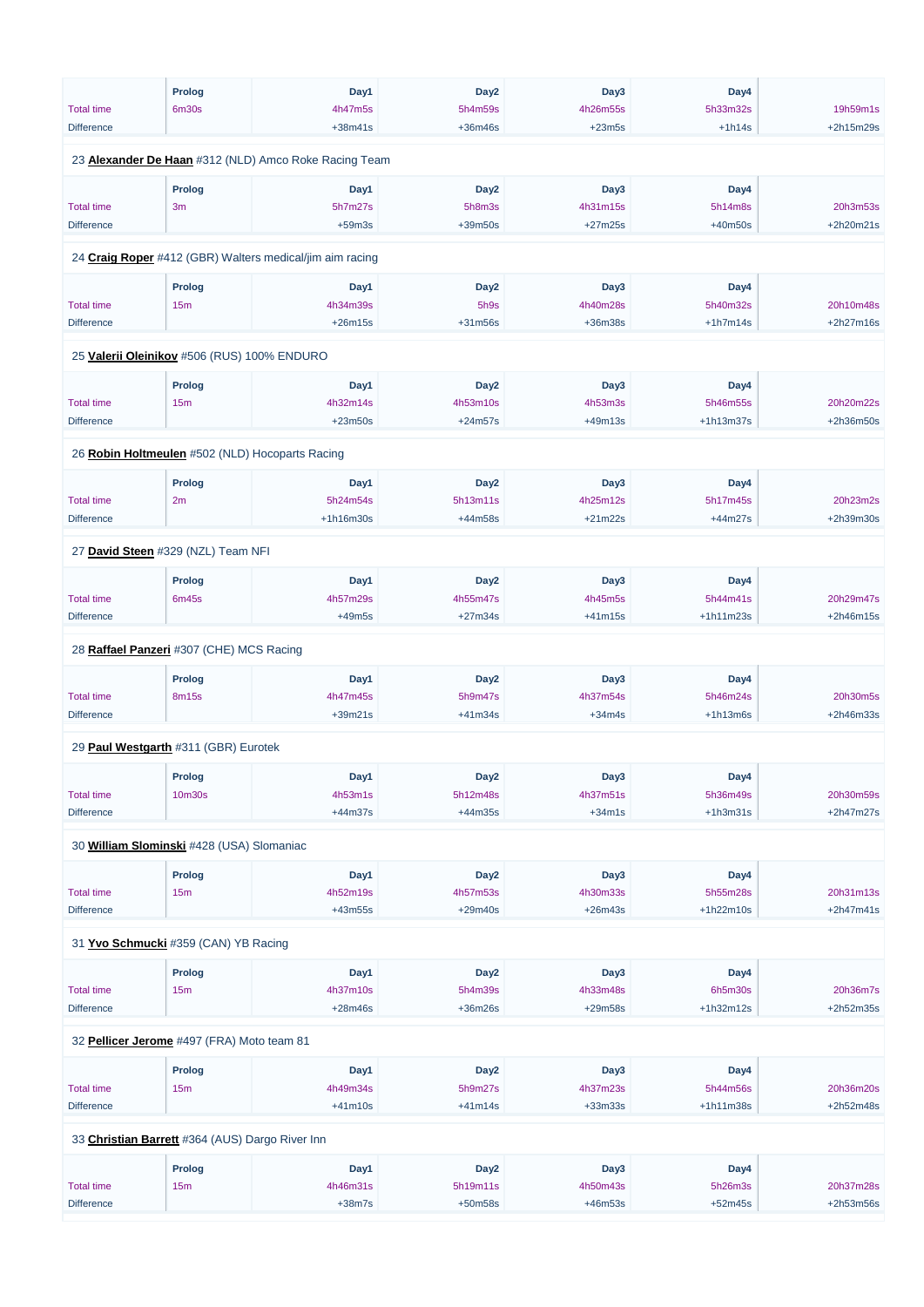| | Prolog | Day1 | Day2 | Day3 | Day4 | |
|---|---|---|---|---|---|---|
| Total time | 6m30s | 4h47m5s | 5h4m59s | 4h26m55s | 5h33m32s | 19h59m1s |
| Difference | | +38m41s | +36m46s | +23m5s | +1h14s | +2h15m29s |

23 **Alexander De Haan** #312 (NLD) Amco Roke Racing Team

| | Prolog | Day1 | Day2 | Day3 | Day4 | |
|---|---|---|---|---|---|---|
| Total time | 3m | 5h7m27s | 5h8m3s | 4h31m15s | 5h14m8s | 20h3m53s |
| Difference | | +59m3s | +39m50s | +27m25s | +40m50s | +2h20m21s |

24 **Craig Roper** #412 (GBR) Walters medical/jim aim racing

| | Prolog | Day1 | Day2 | Day3 | Day4 | |
|---|---|---|---|---|---|---|
| Total time | 15m | 4h34m39s | 5h9s | 4h40m28s | 5h40m32s | 20h10m48s |
| Difference | | +26m15s | +31m56s | +36m38s | +1h7m14s | +2h27m16s |

25 **Valerii Oleinikov** #506 (RUS) 100% ENDURO

| | Prolog | Day1 | Day2 | Day3 | Day4 | |
|---|---|---|---|---|---|---|
| Total time | 15m | 4h32m14s | 4h53m10s | 4h53m3s | 5h46m55s | 20h20m22s |
| Difference | | +23m50s | +24m57s | +49m13s | +1h13m37s | +2h36m50s |

26 **Robin Holtmeulen** #502 (NLD) Hocoparts Racing

| | Prolog | Day1 | Day2 | Day3 | Day4 | |
|---|---|---|---|---|---|---|
| Total time | 2m | 5h24m54s | 5h13m11s | 4h25m12s | 5h17m45s | 20h23m2s |
| Difference | | +1h16m30s | +44m58s | +21m22s | +44m27s | +2h39m30s |

27 **David Steen** #329 (NZL) Team NFI

| | Prolog | Day1 | Day2 | Day3 | Day4 | |
|---|---|---|---|---|---|---|
| Total time | 6m45s | 4h57m29s | 4h55m47s | 4h45m5s | 5h44m41s | 20h29m47s |
| Difference | | +49m5s | +27m34s | +41m15s | +1h11m23s | +2h46m15s |

28 **Raffael Panzeri** #307 (CHE) MCS Racing

| | Prolog | Day1 | Day2 | Day3 | Day4 | |
|---|---|---|---|---|---|---|
| Total time | 8m15s | 4h47m45s | 5h9m47s | 4h37m54s | 5h46m24s | 20h30m5s |
| Difference | | +39m21s | +41m34s | +34m4s | +1h13m6s | +2h46m33s |

29 **Paul Westgarth** #311 (GBR) Eurotek

| | Prolog | Day1 | Day2 | Day3 | Day4 | |
|---|---|---|---|---|---|---|
| Total time | 10m30s | 4h53m1s | 5h12m48s | 4h37m51s | 5h36m49s | 20h30m59s |
| Difference | | +44m37s | +44m35s | +34m1s | +1h3m31s | +2h47m27s |

30 **William Slominski** #428 (USA) Slomaniac

| | Prolog | Day1 | Day2 | Day3 | Day4 | |
|---|---|---|---|---|---|---|
| Total time | 15m | 4h52m19s | 4h57m53s | 4h30m33s | 5h55m28s | 20h31m13s |
| Difference | | +43m55s | +29m40s | +26m43s | +1h22m10s | +2h47m41s |

31 **Yvo Schmucki** #359 (CAN) YB Racing

| | Prolog | Day1 | Day2 | Day3 | Day4 | |
|---|---|---|---|---|---|---|
| Total time | 15m | 4h37m10s | 5h4m39s | 4h33m48s | 6h5m30s | 20h36m7s |
| Difference | | +28m46s | +36m26s | +29m58s | +1h32m12s | +2h52m35s |

32 **Pellicer Jerome** #497 (FRA) Moto team 81

| | Prolog | Day1 | Day2 | Day3 | Day4 | |
|---|---|---|---|---|---|---|
| Total time | 15m | 4h49m34s | 5h9m27s | 4h37m23s | 5h44m56s | 20h36m20s |
| Difference | | +41m10s | +41m14s | +33m33s | +1h11m38s | +2h52m48s |

33 **Christian Barrett** #364 (AUS) Dargo River Inn

| | Prolog | Day1 | Day2 | Day3 | Day4 | |
|---|---|---|---|---|---|---|
| Total time | 15m | 4h46m31s | 5h19m11s | 4h50m43s | 5h26m3s | 20h37m28s |
| Difference | | +38m7s | +50m58s | +46m53s | +52m45s | +2h53m56s |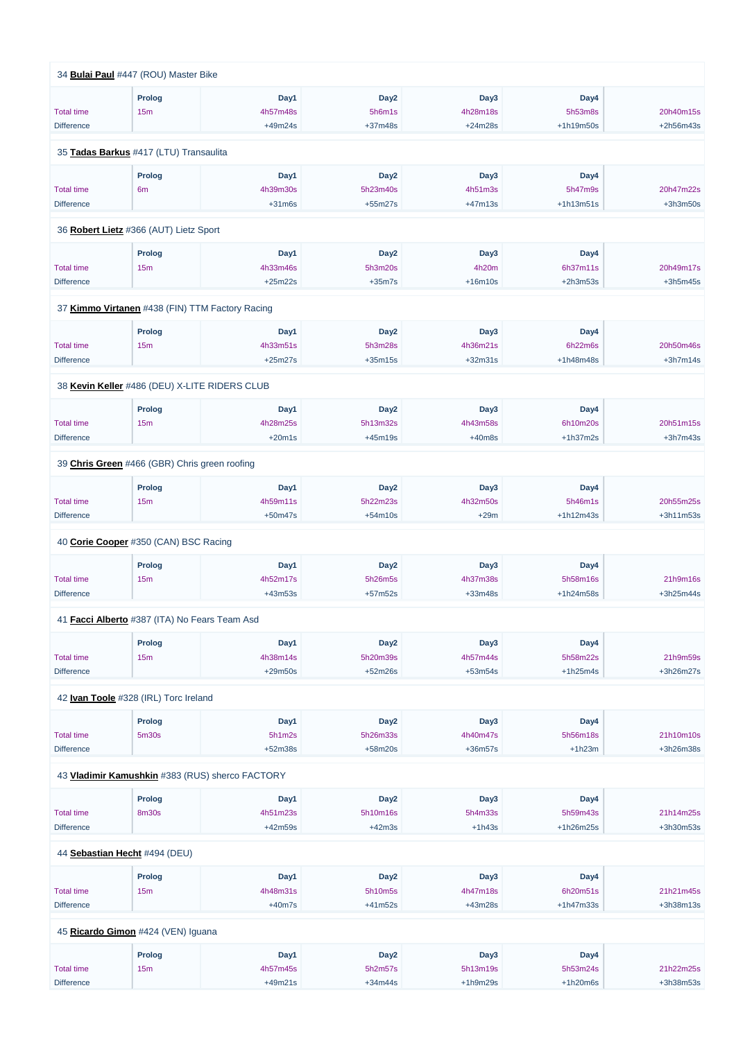34 **Bulai Paul** #447 (ROU) Master Bike

| | Prolog | Day1 | Day2 | Day3 | Day4 | |
|---|---|---|---|---|---|---|
| Total time | 15m | 4h57m48s | 5h6m1s | 4h28m18s | 5h53m8s | 20h40m15s |
| Difference | | +49m24s | +37m48s | +24m28s | +1h19m50s | +2h56m43s |

35 **Tadas Barkus** #417 (LTU) Transaulita

| | Prolog | Day1 | Day2 | Day3 | Day4 | |
|---|---|---|---|---|---|---|
| Total time | 6m | 4h39m30s | 5h23m40s | 4h51m3s | 5h47m9s | 20h47m22s |
| Difference | | +31m6s | +55m27s | +47m13s | +1h13m51s | +3h3m50s |

36 **Robert Lietz** #366 (AUT) Lietz Sport

| | Prolog | Day1 | Day2 | Day3 | Day4 | |
|---|---|---|---|---|---|---|
| Total time | 15m | 4h33m46s | 5h3m20s | 4h20m | 6h37m11s | 20h49m17s |
| Difference | | +25m22s | +35m7s | +16m10s | +2h3m53s | +3h5m45s |

37 **Kimmo Virtanen** #438 (FIN) TTM Factory Racing

| | Prolog | Day1 | Day2 | Day3 | Day4 | |
|---|---|---|---|---|---|---|
| Total time | 15m | 4h33m51s | 5h3m28s | 4h36m21s | 6h22m6s | 20h50m46s |
| Difference | | +25m27s | +35m15s | +32m31s | +1h48m48s | +3h7m14s |

38 **Kevin Keller** #486 (DEU) X-LITE RIDERS CLUB

| | Prolog | Day1 | Day2 | Day3 | Day4 | |
|---|---|---|---|---|---|---|
| Total time | 15m | 4h28m25s | 5h13m32s | 4h43m58s | 6h10m20s | 20h51m15s |
| Difference | | +20m1s | +45m19s | +40m8s | +1h37m2s | +3h7m43s |

39 **Chris Green** #466 (GBR) Chris green roofing

| | Prolog | Day1 | Day2 | Day3 | Day4 | |
|---|---|---|---|---|---|---|
| Total time | 15m | 4h59m11s | 5h22m23s | 4h32m50s | 5h46m1s | 20h55m25s |
| Difference | | +50m47s | +54m10s | +29m | +1h12m43s | +3h11m53s |

40 **Corie Cooper** #350 (CAN) BSC Racing

| | Prolog | Day1 | Day2 | Day3 | Day4 | |
|---|---|---|---|---|---|---|
| Total time | 15m | 4h52m17s | 5h26m5s | 4h37m38s | 5h58m16s | 21h9m16s |
| Difference | | +43m53s | +57m52s | +33m48s | +1h24m58s | +3h25m44s |

41 **Facci Alberto** #387 (ITA) No Fears Team Asd

| | Prolog | Day1 | Day2 | Day3 | Day4 | |
|---|---|---|---|---|---|---|
| Total time | 15m | 4h38m14s | 5h20m39s | 4h57m44s | 5h58m22s | 21h9m59s |
| Difference | | +29m50s | +52m26s | +53m54s | +1h25m4s | +3h26m27s |

42 **Ivan Toole** #328 (IRL) Torc Ireland

| | Prolog | Day1 | Day2 | Day3 | Day4 | |
|---|---|---|---|---|---|---|
| Total time | 5m30s | 5h1m2s | 5h26m33s | 4h40m47s | 5h56m18s | 21h10m10s |
| Difference | | +52m38s | +58m20s | +36m57s | +1h23m | +3h26m38s |

43 **Vladimir Kamushkin** #383 (RUS) sherco FACTORY

| | Prolog | Day1 | Day2 | Day3 | Day4 | |
|---|---|---|---|---|---|---|
| Total time | 8m30s | 4h51m23s | 5h10m16s | 5h4m33s | 5h59m43s | 21h14m25s |
| Difference | | +42m59s | +42m3s | +1h43s | +1h26m25s | +3h30m53s |

44 **Sebastian Hecht** #494 (DEU)

| | Prolog | Day1 | Day2 | Day3 | Day4 | |
|---|---|---|---|---|---|---|
| Total time | 15m | 4h48m31s | 5h10m5s | 4h47m18s | 6h20m51s | 21h21m45s |
| Difference | | +40m7s | +41m52s | +43m28s | +1h47m33s | +3h38m13s |

45 **Ricardo Gimon** #424 (VEN) Iguana

| | Prolog | Day1 | Day2 | Day3 | Day4 | |
|---|---|---|---|---|---|---|
| Total time | 15m | 4h57m45s | 5h2m57s | 5h13m19s | 5h53m24s | 21h22m25s |
| Difference | | +49m21s | +34m44s | +1h9m29s | +1h20m6s | +3h38m53s |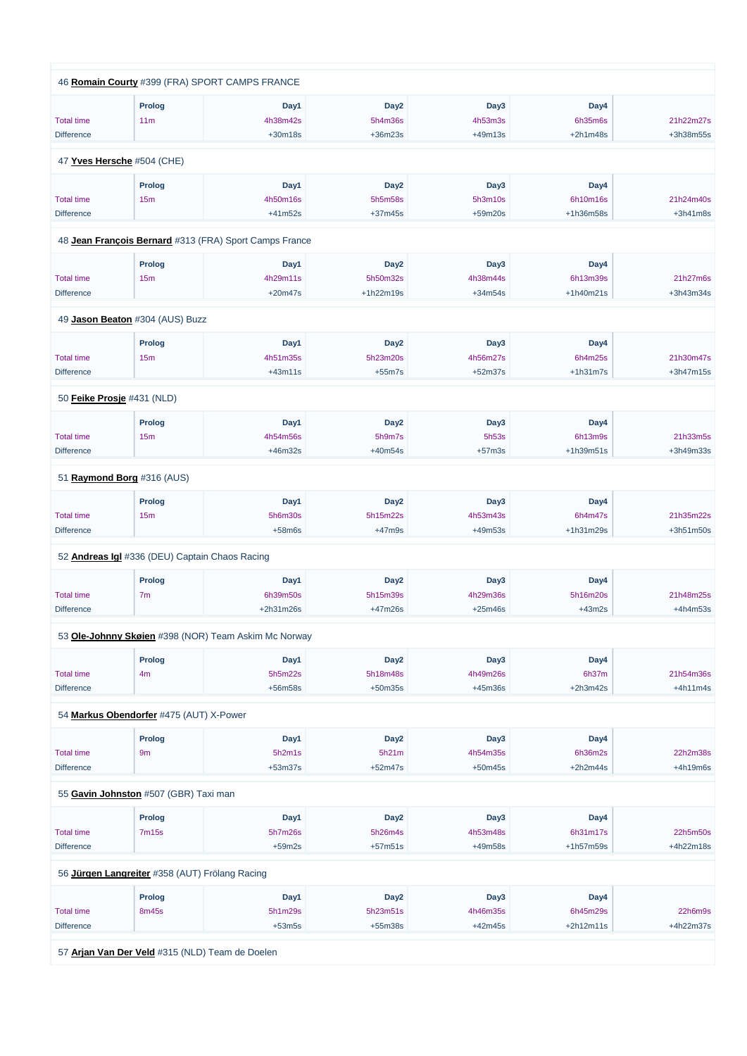46 **Romain Courty** #399 (FRA) SPORT CAMPS FRANCE

| | Prolog | Day1 | Day2 | Day3 | Day4 | |
|---|---|---|---|---|---|---|
| Total time | 11m | 4h38m42s | 5h4m36s | 4h53m3s | 6h35m6s | 21h22m27s |
| Difference | | +30m18s | +36m23s | +49m13s | +2h1m48s | +3h38m55s |

47 **Yves Hersche** #504 (CHE)

| | Prolog | Day1 | Day2 | Day3 | Day4 | |
|---|---|---|---|---|---|---|
| Total time | 15m | 4h50m16s | 5h5m58s | 5h3m10s | 6h10m16s | 21h24m40s |
| Difference | | +41m52s | +37m45s | +59m20s | +1h36m58s | +3h41m8s |

48 **Jean François Bernard** #313 (FRA) Sport Camps France

| | Prolog | Day1 | Day2 | Day3 | Day4 | |
|---|---|---|---|---|---|---|
| Total time | 15m | 4h29m11s | 5h50m32s | 4h38m44s | 6h13m39s | 21h27m6s |
| Difference | | +20m47s | +1h22m19s | +34m54s | +1h40m21s | +3h43m34s |

49 **Jason Beaton** #304 (AUS) Buzz

| | Prolog | Day1 | Day2 | Day3 | Day4 | |
|---|---|---|---|---|---|---|
| Total time | 15m | 4h51m35s | 5h23m20s | 4h56m27s | 6h4m25s | 21h30m47s |
| Difference | | +43m11s | +55m7s | +52m37s | +1h31m7s | +3h47m15s |

50 **Feike Prosje** #431 (NLD)

| | Prolog | Day1 | Day2 | Day3 | Day4 | |
|---|---|---|---|---|---|---|
| Total time | 15m | 4h54m56s | 5h9m7s | 5h53s | 6h13m9s | 21h33m5s |
| Difference | | +46m32s | +40m54s | +57m3s | +1h39m51s | +3h49m33s |

51 **Raymond Borg** #316 (AUS)

| | Prolog | Day1 | Day2 | Day3 | Day4 | |
|---|---|---|---|---|---|---|
| Total time | 15m | 5h6m30s | 5h15m22s | 4h53m43s | 6h4m47s | 21h35m22s |
| Difference | | +58m6s | +47m9s | +49m53s | +1h31m29s | +3h51m50s |

52 **Andreas Igl** #336 (DEU) Captain Chaos Racing

| | Prolog | Day1 | Day2 | Day3 | Day4 | |
|---|---|---|---|---|---|---|
| Total time | 7m | 6h39m50s | 5h15m39s | 4h29m36s | 5h16m20s | 21h48m25s |
| Difference | | +2h31m26s | +47m26s | +25m46s | +43m2s | +4h4m53s |

53 **Ole-Johnny Skøien** #398 (NOR) Team Askim Mc Norway

| | Prolog | Day1 | Day2 | Day3 | Day4 | |
|---|---|---|---|---|---|---|
| Total time | 4m | 5h5m22s | 5h18m48s | 4h49m26s | 6h37m | 21h54m36s |
| Difference | | +56m58s | +50m35s | +45m36s | +2h3m42s | +4h11m4s |

54 **Markus Obendorfer** #475 (AUT) X-Power

| | Prolog | Day1 | Day2 | Day3 | Day4 | |
|---|---|---|---|---|---|---|
| Total time | 9m | 5h2m1s | 5h21m | 4h54m35s | 6h36m2s | 22h2m38s |
| Difference | | +53m37s | +52m47s | +50m45s | +2h2m44s | +4h19m6s |

55 **Gavin Johnston** #507 (GBR) Taxi man

| | Prolog | Day1 | Day2 | Day3 | Day4 | |
|---|---|---|---|---|---|---|
| Total time | 7m15s | 5h7m26s | 5h26m4s | 4h53m48s | 6h31m17s | 22h5m50s |
| Difference | | +59m2s | +57m51s | +49m58s | +1h57m59s | +4h22m18s |

56 **Jürgen Langreiter** #358 (AUT) Frölang Racing

| | Prolog | Day1 | Day2 | Day3 | Day4 | |
|---|---|---|---|---|---|---|
| Total time | 8m45s | 5h1m29s | 5h23m51s | 4h46m35s | 6h45m29s | 22h6m9s |
| Difference | | +53m5s | +55m38s | +42m45s | +2h12m11s | +4h22m37s |

57 **Arjan Van Der Veld** #315 (NLD) Team de Doelen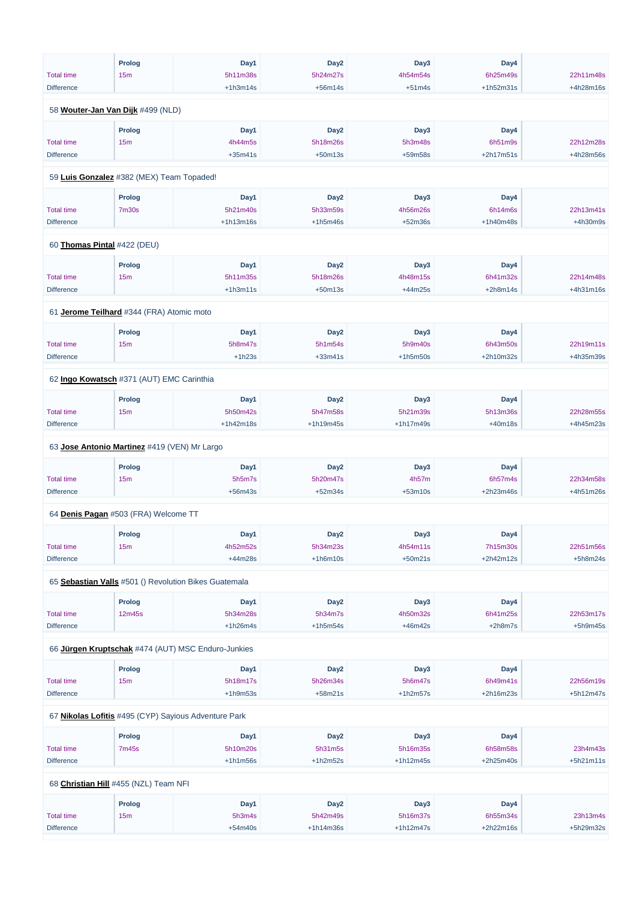| | Prolog | Day1 | Day2 | Day3 | Day4 | |
|---|---|---|---|---|---|---|
| Total time | 15m | 5h11m38s | 5h24m27s | 4h54m54s | 6h25m49s | 22h11m48s |
| Difference | | +1h3m14s | +56m14s | +51m4s | +1h52m31s | +4h28m16s |

58 **Wouter-Jan Van Dijk** #499 (NLD)

| | Prolog | Day1 | Day2 | Day3 | Day4 | |
|---|---|---|---|---|---|---|
| Total time | 15m | 4h44m5s | 5h18m26s | 5h3m48s | 6h51m9s | 22h12m28s |
| Difference | | +35m41s | +50m13s | +59m58s | +2h17m51s | +4h28m56s |

59 **Luis Gonzalez** #382 (MEX) Team Topaded!

| | Prolog | Day1 | Day2 | Day3 | Day4 | |
|---|---|---|---|---|---|---|
| Total time | 7m30s | 5h21m40s | 5h33m59s | 4h56m26s | 6h14m6s | 22h13m41s |
| Difference | | +1h13m16s | +1h5m46s | +52m36s | +1h40m48s | +4h30m9s |

60 **Thomas Pintal** #422 (DEU)

| | Prolog | Day1 | Day2 | Day3 | Day4 | |
|---|---|---|---|---|---|---|
| Total time | 15m | 5h11m35s | 5h18m26s | 4h48m15s | 6h41m32s | 22h14m48s |
| Difference | | +1h3m11s | +50m13s | +44m25s | +2h8m14s | +4h31m16s |

61 **Jerome Teilhard** #344 (FRA) Atomic moto

| | Prolog | Day1 | Day2 | Day3 | Day4 | |
|---|---|---|---|---|---|---|
| Total time | 15m | 5h8m47s | 5h1m54s | 5h9m40s | 6h43m50s | 22h19m11s |
| Difference | | +1h23s | +33m41s | +1h5m50s | +2h10m32s | +4h35m39s |

62 **Ingo Kowatsch** #371 (AUT) EMC Carinthia

| | Prolog | Day1 | Day2 | Day3 | Day4 | |
|---|---|---|---|---|---|---|
| Total time | 15m | 5h50m42s | 5h47m58s | 5h21m39s | 5h13m36s | 22h28m55s |
| Difference | | +1h42m18s | +1h19m45s | +1h17m49s | +40m18s | +4h45m23s |

63 **Jose Antonio Martinez** #419 (VEN) Mr Largo

| | Prolog | Day1 | Day2 | Day3 | Day4 | |
|---|---|---|---|---|---|---|
| Total time | 15m | 5h5m7s | 5h20m47s | 4h57m | 6h57m4s | 22h34m58s |
| Difference | | +56m43s | +52m34s | +53m10s | +2h23m46s | +4h51m26s |

64 **Denis Pagan** #503 (FRA) Welcome TT

| | Prolog | Day1 | Day2 | Day3 | Day4 | |
|---|---|---|---|---|---|---|
| Total time | 15m | 4h52m52s | 5h34m23s | 4h54m11s | 7h15m30s | 22h51m56s |
| Difference | | +44m28s | +1h6m10s | +50m21s | +2h42m12s | +5h8m24s |

65 **Sebastian Valls** #501 () Revolution Bikes Guatemala

| | Prolog | Day1 | Day2 | Day3 | Day4 | |
|---|---|---|---|---|---|---|
| Total time | 12m45s | 5h34m28s | 5h34m7s | 4h50m32s | 6h41m25s | 22h53m17s |
| Difference | | +1h26m4s | +1h5m54s | +46m42s | +2h8m7s | +5h9m45s |

66 **Jürgen Kruptschak** #474 (AUT) MSC Enduro-Junkies

| | Prolog | Day1 | Day2 | Day3 | Day4 | |
|---|---|---|---|---|---|---|
| Total time | 15m | 5h18m17s | 5h26m34s | 5h6m47s | 6h49m41s | 22h56m19s |
| Difference | | +1h9m53s | +58m21s | +1h2m57s | +2h16m23s | +5h12m47s |

67 **Nikolas Lofitis** #495 (CYP) Sayious Adventure Park

| | Prolog | Day1 | Day2 | Day3 | Day4 | |
|---|---|---|---|---|---|---|
| Total time | 7m45s | 5h10m20s | 5h31m5s | 5h16m35s | 6h58m58s | 23h4m43s |
| Difference | | +1h1m56s | +1h2m52s | +1h12m45s | +2h25m40s | +5h21m11s |

68 **Christian Hill** #455 (NZL) Team NFI

| | Prolog | Day1 | Day2 | Day3 | Day4 | |
|---|---|---|---|---|---|---|
| Total time | 15m | 5h3m4s | 5h42m49s | 5h16m37s | 6h55m34s | 23h13m4s |
| Difference | | +54m40s | +1h14m36s | +1h12m47s | +2h22m16s | +5h29m32s |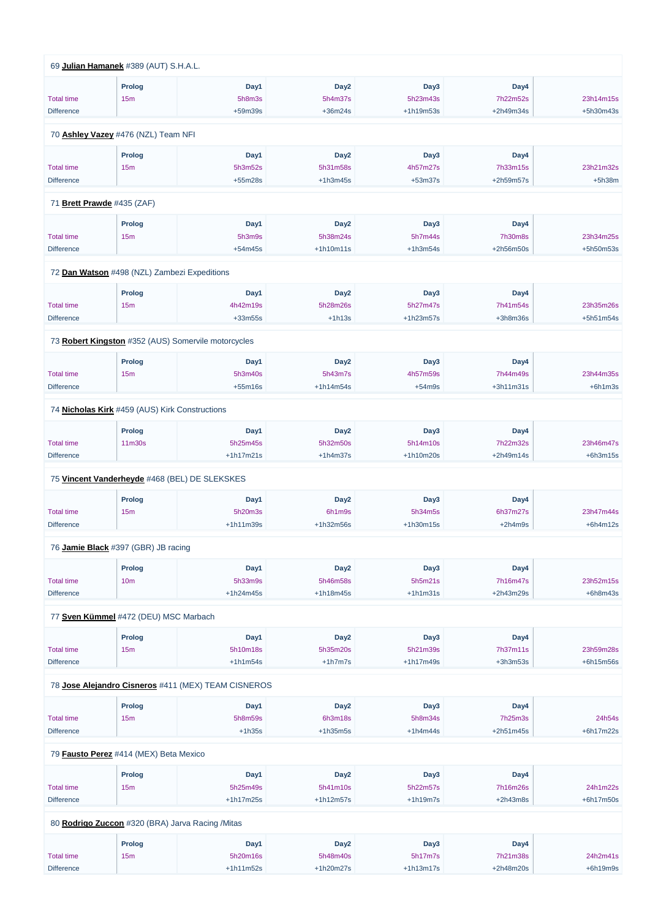69 **Julian Hamanek** #389 (AUT) S.H.A.L.

| | Prolog | Day1 | Day2 | Day3 | Day4 | |
|---|---|---|---|---|---|---|
| Total time | 15m | 5h8m3s | 5h4m37s | 5h23m43s | 7h22m52s | 23h14m15s |
| Difference | | +59m39s | +36m24s | +1h19m53s | +2h49m34s | +5h30m43s |

70 **Ashley Vazey** #476 (NZL) Team NFI

| | Prolog | Day1 | Day2 | Day3 | Day4 | |
|---|---|---|---|---|---|---|
| Total time | 15m | 5h3m52s | 5h31m58s | 4h57m27s | 7h33m15s | 23h21m32s |
| Difference | | +55m28s | +1h3m45s | +53m37s | +2h59m57s | +5h38m |

71 **Brett Prawde** #435 (ZAF)

| | Prolog | Day1 | Day2 | Day3 | Day4 | |
|---|---|---|---|---|---|---|
| Total time | 15m | 5h3m9s | 5h38m24s | 5h7m44s | 7h30m8s | 23h34m25s |
| Difference | | +54m45s | +1h10m11s | +1h3m54s | +2h56m50s | +5h50m53s |

72 **Dan Watson** #498 (NZL) Zambezi Expeditions

| | Prolog | Day1 | Day2 | Day3 | Day4 | |
|---|---|---|---|---|---|---|
| Total time | 15m | 4h42m19s | 5h28m26s | 5h27m47s | 7h41m54s | 23h35m26s |
| Difference | | +33m55s | +1h13s | +1h23m57s | +3h8m36s | +5h51m54s |

73 **Robert Kingston** #352 (AUS) Somervile motorcycles

| | Prolog | Day1 | Day2 | Day3 | Day4 | |
|---|---|---|---|---|---|---|
| Total time | 15m | 5h3m40s | 5h43m7s | 4h57m59s | 7h44m49s | 23h44m35s |
| Difference | | +55m16s | +1h14m54s | +54m9s | +3h11m31s | +6h1m3s |

74 **Nicholas Kirk** #459 (AUS) Kirk Constructions

| | Prolog | Day1 | Day2 | Day3 | Day4 | |
|---|---|---|---|---|---|---|
| Total time | 11m30s | 5h25m45s | 5h32m50s | 5h14m10s | 7h22m32s | 23h46m47s |
| Difference | | +1h17m21s | +1h4m37s | +1h10m20s | +2h49m14s | +6h3m15s |

75 **Vincent Vanderheyde** #468 (BEL) DE SLEKSKES

| | Prolog | Day1 | Day2 | Day3 | Day4 | |
|---|---|---|---|---|---|---|
| Total time | 15m | 5h20m3s | 6h1m9s | 5h34m5s | 6h37m27s | 23h47m44s |
| Difference | | +1h11m39s | +1h32m56s | +1h30m15s | +2h4m9s | +6h4m12s |

76 **Jamie Black** #397 (GBR) JB racing

| | Prolog | Day1 | Day2 | Day3 | Day4 | |
|---|---|---|---|---|---|---|
| Total time | 10m | 5h33m9s | 5h46m58s | 5h5m21s | 7h16m47s | 23h52m15s |
| Difference | | +1h24m45s | +1h18m45s | +1h1m31s | +2h43m29s | +6h8m43s |

77 **Sven Kümmel** #472 (DEU) MSC Marbach

| | Prolog | Day1 | Day2 | Day3 | Day4 | |
|---|---|---|---|---|---|---|
| Total time | 15m | 5h10m18s | 5h35m20s | 5h21m39s | 7h37m11s | 23h59m28s |
| Difference | | +1h1m54s | +1h7m7s | +1h17m49s | +3h3m53s | +6h15m56s |

78 **Jose Alejandro Cisneros** #411 (MEX) TEAM CISNEROS

| | Prolog | Day1 | Day2 | Day3 | Day4 | |
|---|---|---|---|---|---|---|
| Total time | 15m | 5h8m59s | 6h3m18s | 5h8m34s | 7h25m3s | 24h54s |
| Difference | | +1h35s | +1h35m5s | +1h4m44s | +2h51m45s | +6h17m22s |

79 **Fausto Perez** #414 (MEX) Beta Mexico

| | Prolog | Day1 | Day2 | Day3 | Day4 | |
|---|---|---|---|---|---|---|
| Total time | 15m | 5h25m49s | 5h41m10s | 5h22m57s | 7h16m26s | 24h1m22s |
| Difference | | +1h17m25s | +1h12m57s | +1h19m7s | +2h43m8s | +6h17m50s |

80 **Rodrigo Zuccon** #320 (BRA) Jarva Racing /Mitas

| | Prolog | Day1 | Day2 | Day3 | Day4 | |
|---|---|---|---|---|---|---|
| Total time | 15m | 5h20m16s | 5h48m40s | 5h17m7s | 7h21m38s | 24h2m41s |
| Difference | | +1h11m52s | +1h20m27s | +1h13m17s | +2h48m20s | +6h19m9s |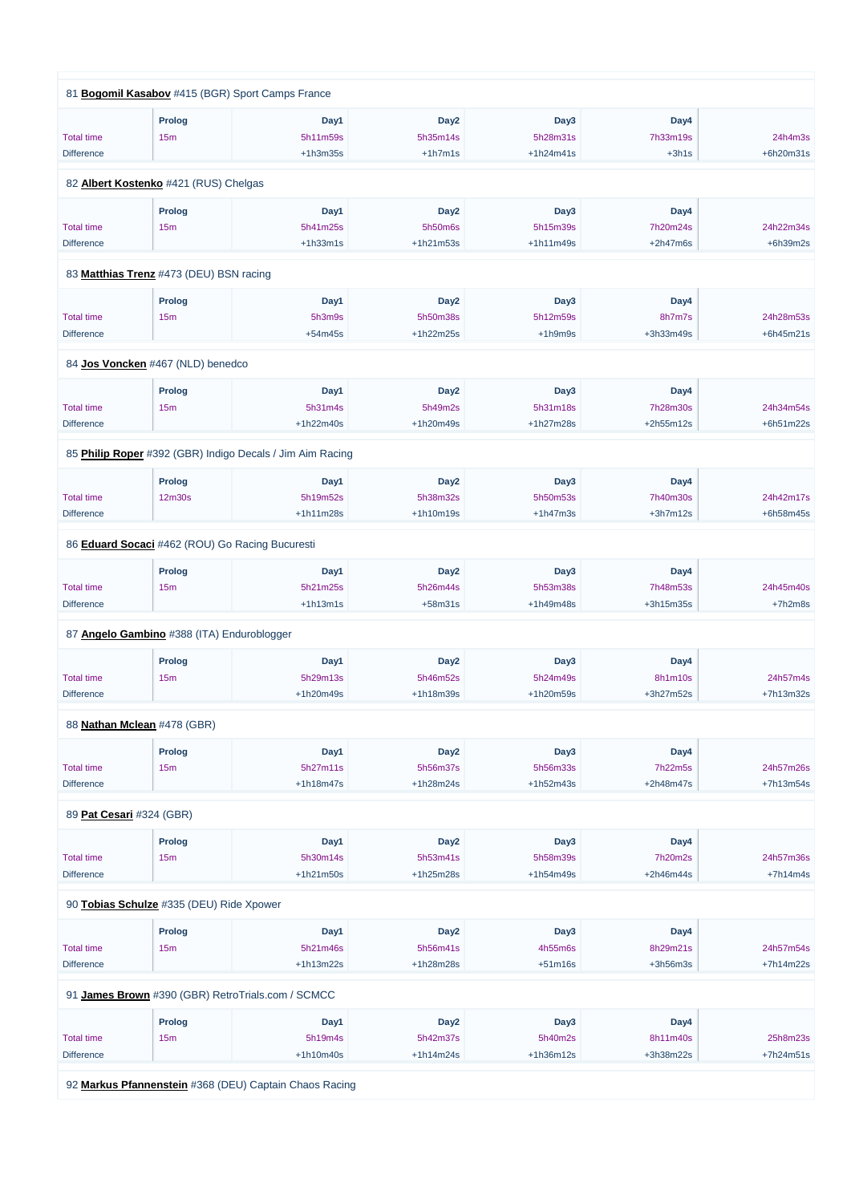81 **Bogomil Kasabov** #415 (BGR) Sport Camps France

| | Prolog | Day1 | Day2 | Day3 | Day4 | |
|---|---|---|---|---|---|---|
| Total time | 15m | 5h11m59s | 5h35m14s | 5h28m31s | 7h33m19s | 24h4m3s |
| Difference | | +1h3m35s | +1h7m1s | +1h24m41s | +3h1s | +6h20m31s |

82 **Albert Kostenko** #421 (RUS) Chelgas

| | Prolog | Day1 | Day2 | Day3 | Day4 | |
|---|---|---|---|---|---|---|
| Total time | 15m | 5h41m25s | 5h50m6s | 5h15m39s | 7h20m24s | 24h22m34s |
| Difference | | +1h33m1s | +1h21m53s | +1h11m49s | +2h47m6s | +6h39m2s |

83 **Matthias Trenz** #473 (DEU) BSN racing

| | Prolog | Day1 | Day2 | Day3 | Day4 | |
|---|---|---|---|---|---|---|
| Total time | 15m | 5h3m9s | 5h50m38s | 5h12m59s | 8h7m7s | 24h28m53s |
| Difference | | +54m45s | +1h22m25s | +1h9m9s | +3h33m49s | +6h45m21s |

84 **Jos Voncken** #467 (NLD) benedco

| | Prolog | Day1 | Day2 | Day3 | Day4 | |
|---|---|---|---|---|---|---|
| Total time | 15m | 5h31m4s | 5h49m2s | 5h31m18s | 7h28m30s | 24h34m54s |
| Difference | | +1h22m40s | +1h20m49s | +1h27m28s | +2h55m12s | +6h51m22s |

85 **Philip Roper** #392 (GBR) Indigo Decals / Jim Aim Racing

| | Prolog | Day1 | Day2 | Day3 | Day4 | |
|---|---|---|---|---|---|---|
| Total time | 12m30s | 5h19m52s | 5h38m32s | 5h50m53s | 7h40m30s | 24h42m17s |
| Difference | | +1h11m28s | +1h10m19s | +1h47m3s | +3h7m12s | +6h58m45s |

86 **Eduard Socaci** #462 (ROU) Go Racing Bucuresti

| | Prolog | Day1 | Day2 | Day3 | Day4 | |
|---|---|---|---|---|---|---|
| Total time | 15m | 5h21m25s | 5h26m44s | 5h53m38s | 7h48m53s | 24h45m40s |
| Difference | | +1h13m1s | +58m31s | +1h49m48s | +3h15m35s | +7h2m8s |

87 **Angelo Gambino** #388 (ITA) Enduroblogger

| | Prolog | Day1 | Day2 | Day3 | Day4 | |
|---|---|---|---|---|---|---|
| Total time | 15m | 5h29m13s | 5h46m52s | 5h24m49s | 8h1m10s | 24h57m4s |
| Difference | | +1h20m49s | +1h18m39s | +1h20m59s | +3h27m52s | +7h13m32s |

88 **Nathan Mclean** #478 (GBR)

| | Prolog | Day1 | Day2 | Day3 | Day4 | |
|---|---|---|---|---|---|---|
| Total time | 15m | 5h27m11s | 5h56m37s | 5h56m33s | 7h22m5s | 24h57m26s |
| Difference | | +1h18m47s | +1h28m24s | +1h52m43s | +2h48m47s | +7h13m54s |

89 **Pat Cesari** #324 (GBR)

| | Prolog | Day1 | Day2 | Day3 | Day4 | |
|---|---|---|---|---|---|---|
| Total time | 15m | 5h30m14s | 5h53m41s | 5h58m39s | 7h20m2s | 24h57m36s |
| Difference | | +1h21m50s | +1h25m28s | +1h54m49s | +2h46m44s | +7h14m4s |

90 **Tobias Schulze** #335 (DEU) Ride Xpower

| | Prolog | Day1 | Day2 | Day3 | Day4 | |
|---|---|---|---|---|---|---|
| Total time | 15m | 5h21m46s | 5h56m41s | 4h55m6s | 8h29m21s | 24h57m54s |
| Difference | | +1h13m22s | +1h28m28s | +51m16s | +3h56m3s | +7h14m22s |

91 **James Brown** #390 (GBR) RetroTrials.com / SCMCC

| | Prolog | Day1 | Day2 | Day3 | Day4 | |
|---|---|---|---|---|---|---|
| Total time | 15m | 5h19m4s | 5h42m37s | 5h40m2s | 8h11m40s | 25h8m23s |
| Difference | | +1h10m40s | +1h14m24s | +1h36m12s | +3h38m22s | +7h24m51s |

92 **Markus Pfannenstein** #368 (DEU) Captain Chaos Racing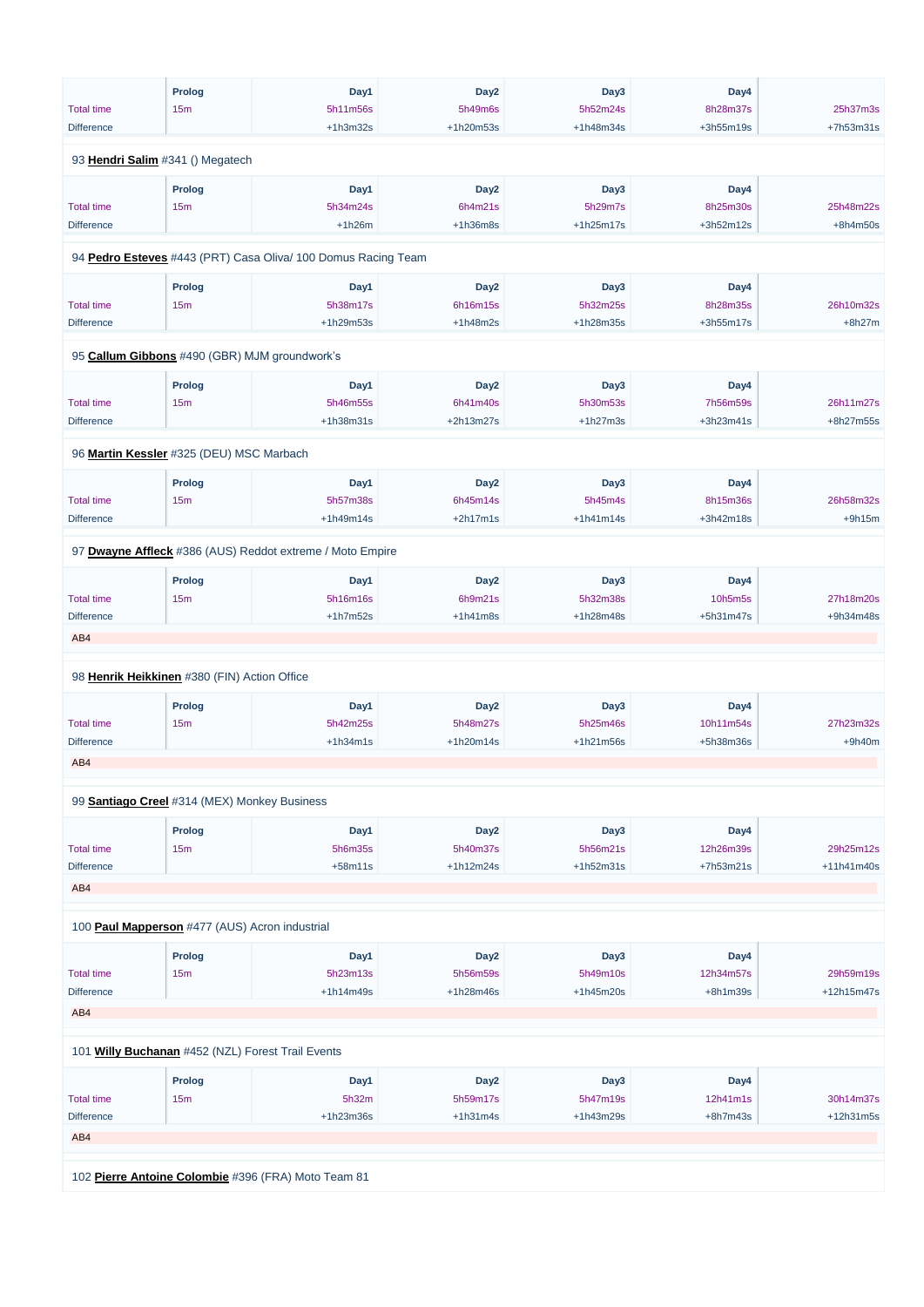| | Prolog | Day1 | Day2 | Day3 | Day4 | |
|---|---|---|---|---|---|---|
| Total time | 15m | 5h11m56s | 5h49m6s | 5h52m24s | 8h28m37s | 25h37m3s |
| Difference | | +1h3m32s | +1h20m53s | +1h48m34s | +3h55m19s | +7h53m31s |

93 **Hendri Salim** #341 () Megatech

| | Prolog | Day1 | Day2 | Day3 | Day4 | |
|---|---|---|---|---|---|---|
| Total time | 15m | 5h34m24s | 6h4m21s | 5h29m7s | 8h25m30s | 25h48m22s |
| Difference | | +1h26m | +1h36m8s | +1h25m17s | +3h52m12s | +8h4m50s |

94 **Pedro Esteves** #443 (PRT) Casa Oliva/ 100 Domus Racing Team

| | Prolog | Day1 | Day2 | Day3 | Day4 | |
|---|---|---|---|---|---|---|
| Total time | 15m | 5h38m17s | 6h16m15s | 5h32m25s | 8h28m35s | 26h10m32s |
| Difference | | +1h29m53s | +1h48m2s | +1h28m35s | +3h55m17s | +8h27m |

95 **Callum Gibbons** #490 (GBR) MJM groundwork's

| | Prolog | Day1 | Day2 | Day3 | Day4 | |
|---|---|---|---|---|---|---|
| Total time | 15m | 5h46m55s | 6h41m40s | 5h30m53s | 7h56m59s | 26h11m27s |
| Difference | | +1h38m31s | +2h13m27s | +1h27m3s | +3h23m41s | +8h27m55s |

96 **Martin Kessler** #325 (DEU) MSC Marbach

| | Prolog | Day1 | Day2 | Day3 | Day4 | |
|---|---|---|---|---|---|---|
| Total time | 15m | 5h57m38s | 6h45m14s | 5h45m4s | 8h15m36s | 26h58m32s |
| Difference | | +1h49m14s | +2h17m1s | +1h41m14s | +3h42m18s | +9h15m |

97 **Dwayne Affleck** #386 (AUS) Reddot extreme / Moto Empire

| | Prolog | Day1 | Day2 | Day3 | Day4 | |
|---|---|---|---|---|---|---|
| Total time | 15m | 5h16m16s | 6h9m21s | 5h32m38s | 10h5m5s | 27h18m20s |
| Difference | | +1h7m52s | +1h41m8s | +1h28m48s | +5h31m47s | +9h34m48s |

AB4

98 **Henrik Heikkinen** #380 (FIN) Action Office

| | Prolog | Day1 | Day2 | Day3 | Day4 | |
|---|---|---|---|---|---|---|
| Total time | 15m | 5h42m25s | 5h48m27s | 5h25m46s | 10h11m54s | 27h23m32s |
| Difference | | +1h34m1s | +1h20m14s | +1h21m56s | +5h38m36s | +9h40m |

AB4

99 **Santiago Creel** #314 (MEX) Monkey Business

| | Prolog | Day1 | Day2 | Day3 | Day4 | |
|---|---|---|---|---|---|---|
| Total time | 15m | 5h6m35s | 5h40m37s | 5h56m21s | 12h26m39s | 29h25m12s |
| Difference | | +58m11s | +1h12m24s | +1h52m31s | +7h53m21s | +11h41m40s |

AB4

100 **Paul Mapperson** #477 (AUS) Acron industrial

| | Prolog | Day1 | Day2 | Day3 | Day4 | |
|---|---|---|---|---|---|---|
| Total time | 15m | 5h23m13s | 5h56m59s | 5h49m10s | 12h34m57s | 29h59m19s |
| Difference | | +1h14m49s | +1h28m46s | +1h45m20s | +8h1m39s | +12h15m47s |

AB4

101 **Willy Buchanan** #452 (NZL) Forest Trail Events

| | Prolog | Day1 | Day2 | Day3 | Day4 | |
|---|---|---|---|---|---|---|
| Total time | 15m | 5h32m | 5h59m17s | 5h47m19s | 12h41m1s | 30h14m37s |
| Difference | | +1h23m36s | +1h31m4s | +1h43m29s | +8h7m43s | +12h31m5s |

AB4

102 **Pierre Antoine Colombie** #396 (FRA) Moto Team 81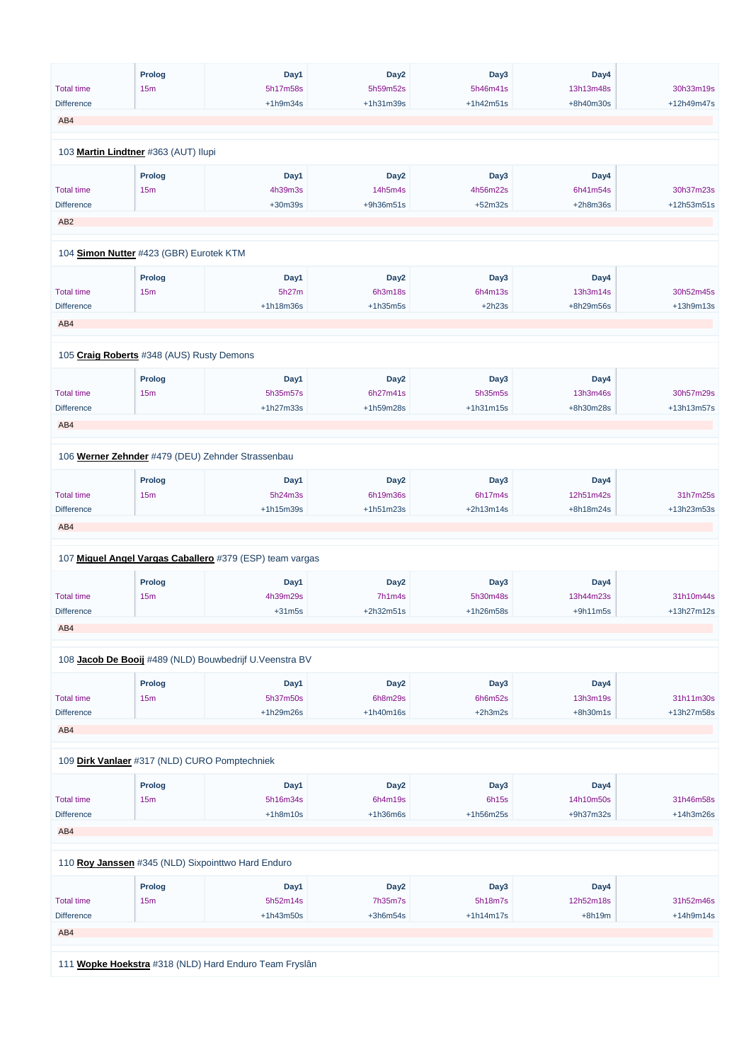| | Prolog | Day1 | Day2 | Day3 | Day4 | |
|---|---|---|---|---|---|---|
| Total time | 15m | 5h17m58s | 5h59m52s | 5h46m41s | 13h13m48s | 30h33m19s |
| Difference | | +1h9m34s | +1h31m39s | +1h42m51s | +8h40m30s | +12h49m47s |

AB4

103 **Martin Lindtner** #363 (AUT) Ilupi

| | Prolog | Day1 | Day2 | Day3 | Day4 | |
|---|---|---|---|---|---|---|
| Total time | 15m | 4h39m3s | 14h5m4s | 4h56m22s | 6h41m54s | 30h37m23s |
| Difference | | +30m39s | +9h36m51s | +52m32s | +2h8m36s | +12h53m51s |

AB2

104 **Simon Nutter** #423 (GBR) Eurotek KTM

| | Prolog | Day1 | Day2 | Day3 | Day4 | |
|---|---|---|---|---|---|---|
| Total time | 15m | 5h27m | 6h3m18s | 6h4m13s | 13h3m14s | 30h52m45s |
| Difference | | +1h18m36s | +1h35m5s | +2h23s | +8h29m56s | +13h9m13s |

AB4

105 **Craig Roberts** #348 (AUS) Rusty Demons

| | Prolog | Day1 | Day2 | Day3 | Day4 | |
|---|---|---|---|---|---|---|
| Total time | 15m | 5h35m57s | 6h27m41s | 5h35m5s | 13h3m46s | 30h57m29s |
| Difference | | +1h27m33s | +1h59m28s | +1h31m15s | +8h30m28s | +13h13m57s |

AB4

106 **Werner Zehnder** #479 (DEU) Zehnder Strassenbau

| | Prolog | Day1 | Day2 | Day3 | Day4 | |
|---|---|---|---|---|---|---|
| Total time | 15m | 5h24m3s | 6h19m36s | 6h17m4s | 12h51m42s | 31h7m25s |
| Difference | | +1h15m39s | +1h51m23s | +2h13m14s | +8h18m24s | +13h23m53s |

AB4

107 **Miguel Angel Vargas Caballero** #379 (ESP) team vargas

| | Prolog | Day1 | Day2 | Day3 | Day4 | |
|---|---|---|---|---|---|---|
| Total time | 15m | 4h39m29s | 7h1m4s | 5h30m48s | 13h44m23s | 31h10m44s |
| Difference | | +31m5s | +2h32m51s | +1h26m58s | +9h11m5s | +13h27m12s |

AB4

108 **Jacob De Booij** #489 (NLD) Bouwbedrijf U.Veenstra BV

| | Prolog | Day1 | Day2 | Day3 | Day4 | |
|---|---|---|---|---|---|---|
| Total time | 15m | 5h37m50s | 6h8m29s | 6h6m52s | 13h3m19s | 31h11m30s |
| Difference | | +1h29m26s | +1h40m16s | +2h3m2s | +8h30m1s | +13h27m58s |

AB4

109 **Dirk Vanlaer** #317 (NLD) CURO Pomptechniek

| | Prolog | Day1 | Day2 | Day3 | Day4 | |
|---|---|---|---|---|---|---|
| Total time | 15m | 5h16m34s | 6h4m19s | 6h15s | 14h10m50s | 31h46m58s |
| Difference | | +1h8m10s | +1h36m6s | +1h56m25s | +9h37m32s | +14h3m26s |

AB4

110 **Roy Janssen** #345 (NLD) Sixpointtwo Hard Enduro

| | Prolog | Day1 | Day2 | Day3 | Day4 | |
|---|---|---|---|---|---|---|
| Total time | 15m | 5h52m14s | 7h35m7s | 5h18m7s | 12h52m18s | 31h52m46s |
| Difference | | +1h43m50s | +3h6m54s | +1h14m17s | +8h19m | +14h9m14s |

AB4

111 **Wopke Hoekstra** #318 (NLD) Hard Enduro Team Fryslân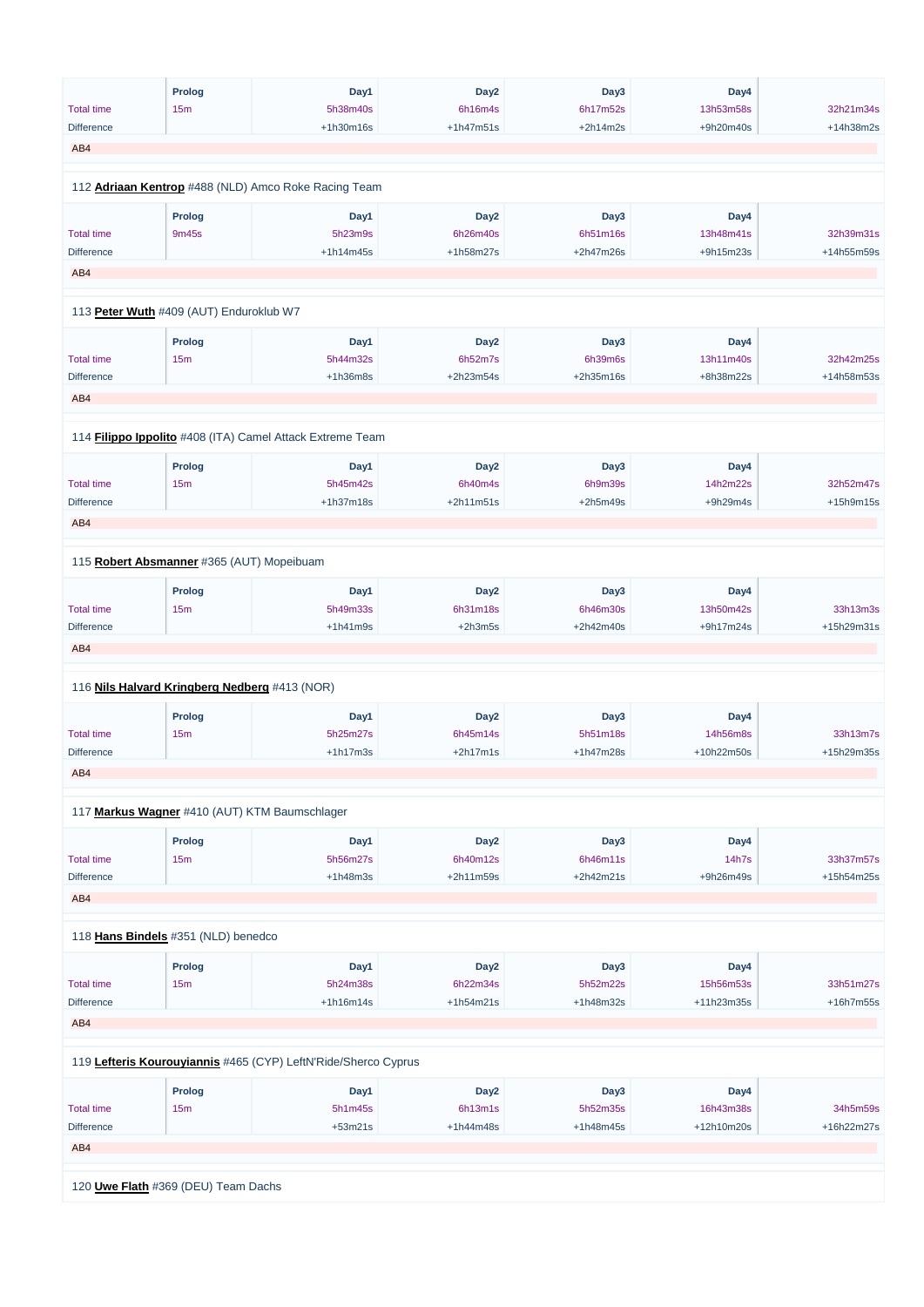| | Prolog | Day1 | Day2 | Day3 | Day4 | |
|---|---|---|---|---|---|---|
| Total time | 15m | 5h38m40s | 6h16m4s | 6h17m52s | 13h53m58s | 32h21m34s |
| Difference | | +1h30m16s | +1h47m51s | +2h14m2s | +9h20m40s | +14h38m2s |

AB4

112 **Adriaan Kentrop** #488 (NLD) Amco Roke Racing Team

| | Prolog | Day1 | Day2 | Day3 | Day4 | |
|---|---|---|---|---|---|---|
| Total time | 9m45s | 5h23m9s | 6h26m40s | 6h51m16s | 13h48m41s | 32h39m31s |
| Difference | | +1h14m45s | +1h58m27s | +2h47m26s | +9h15m23s | +14h55m59s |

AB4

113 **Peter Wuth** #409 (AUT) Enduroklub W7

| | Prolog | Day1 | Day2 | Day3 | Day4 | |
|---|---|---|---|---|---|---|
| Total time | 15m | 5h44m32s | 6h52m7s | 6h39m6s | 13h11m40s | 32h42m25s |
| Difference | | +1h36m8s | +2h23m54s | +2h35m16s | +8h38m22s | +14h58m53s |

AB4

114 **Filippo Ippolito** #408 (ITA) Camel Attack Extreme Team

| | Prolog | Day1 | Day2 | Day3 | Day4 | |
|---|---|---|---|---|---|---|
| Total time | 15m | 5h45m42s | 6h40m4s | 6h9m39s | 14h2m22s | 32h52m47s |
| Difference | | +1h37m18s | +2h11m51s | +2h5m49s | +9h29m4s | +15h9m15s |

AB4

115 **Robert Absmanner** #365 (AUT) Mopeibuam

| | Prolog | Day1 | Day2 | Day3 | Day4 | |
|---|---|---|---|---|---|---|
| Total time | 15m | 5h49m33s | 6h31m18s | 6h46m30s | 13h50m42s | 33h13m3s |
| Difference | | +1h41m9s | +2h3m5s | +2h42m40s | +9h17m24s | +15h29m31s |

AB4

116 **Nils Halvard Kringberg Nedberg** #413 (NOR)

| | Prolog | Day1 | Day2 | Day3 | Day4 | |
|---|---|---|---|---|---|---|
| Total time | 15m | 5h25m27s | 6h45m14s | 5h51m18s | 14h56m8s | 33h13m7s |
| Difference | | +1h17m3s | +2h17m1s | +1h47m28s | +10h22m50s | +15h29m35s |

AB4

117 **Markus Wagner** #410 (AUT) KTM Baumschlager

| | Prolog | Day1 | Day2 | Day3 | Day4 | |
|---|---|---|---|---|---|---|
| Total time | 15m | 5h56m27s | 6h40m12s | 6h46m11s | 14h7s | 33h37m57s |
| Difference | | +1h48m3s | +2h11m59s | +2h42m21s | +9h26m49s | +15h54m25s |

AB4

118 **Hans Bindels** #351 (NLD) benedco

| | Prolog | Day1 | Day2 | Day3 | Day4 | |
|---|---|---|---|---|---|---|
| Total time | 15m | 5h24m38s | 6h22m34s | 5h52m22s | 15h56m53s | 33h51m27s |
| Difference | | +1h16m14s | +1h54m21s | +1h48m32s | +11h23m35s | +16h7m55s |

AB4

119 **Lefteris Kourouyiannis** #465 (CYP) LeftN'Ride/Sherco Cyprus

| | Prolog | Day1 | Day2 | Day3 | Day4 | |
|---|---|---|---|---|---|---|
| Total time | 15m | 5h1m45s | 6h13m1s | 5h52m35s | 16h43m38s | 34h5m59s |
| Difference | | +53m21s | +1h44m48s | +1h48m45s | +12h10m20s | +16h22m27s |

AB4

120 **Uwe Flath** #369 (DEU) Team Dachs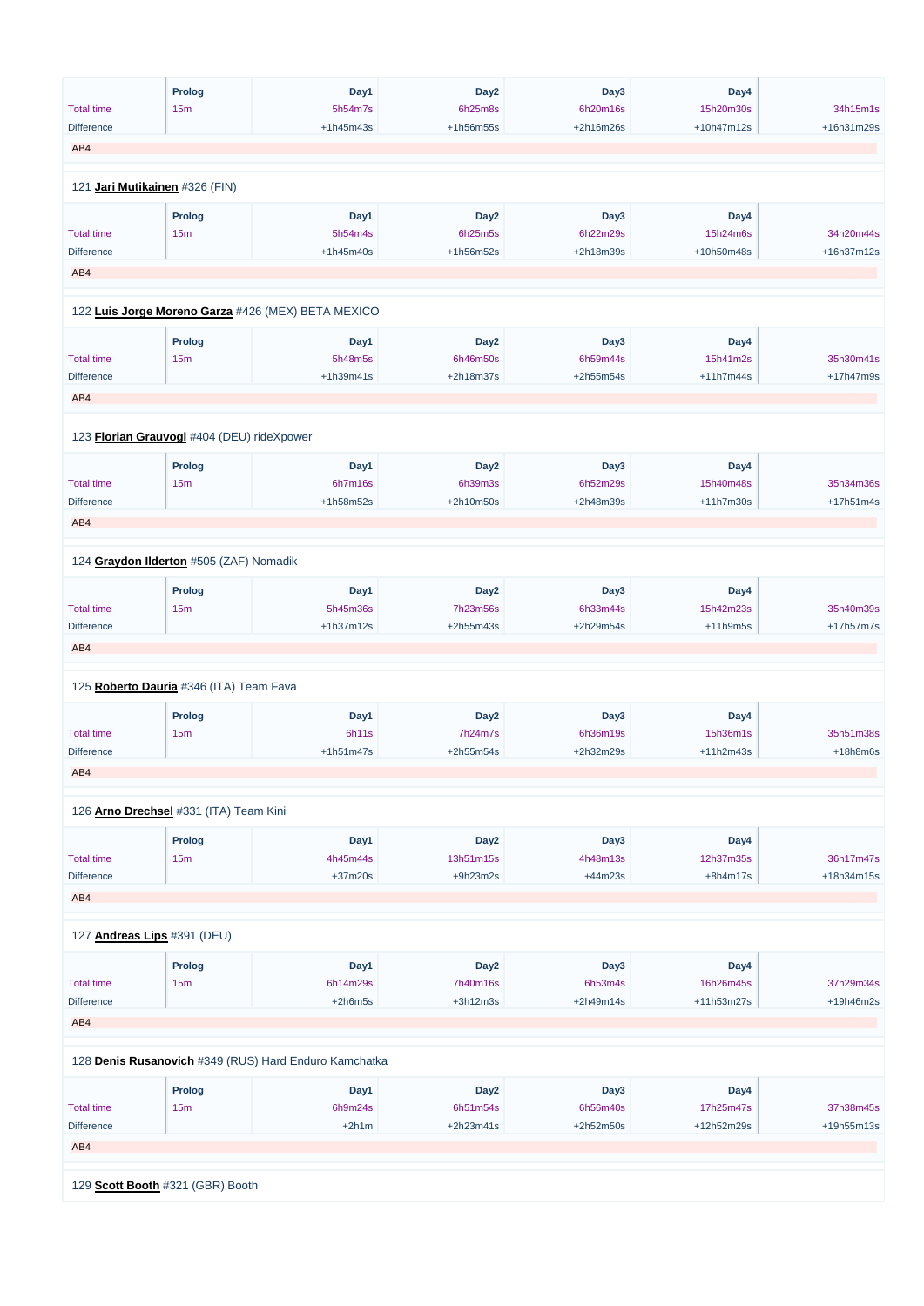| | Prolog | Day1 | Day2 | Day3 | Day4 | |
|---|---|---|---|---|---|---|
| Total time | 15m | 5h54m7s | 6h25m8s | 6h20m16s | 15h20m30s | 34h15m1s |
| Difference | | +1h45m43s | +1h56m55s | +2h16m26s | +10h47m12s | +16h31m29s |

AB4

121 **Jari Mutikainen** #326 (FIN)

| | Prolog | Day1 | Day2 | Day3 | Day4 | |
|---|---|---|---|---|---|---|
| Total time | 15m | 5h54m4s | 6h25m5s | 6h22m29s | 15h24m6s | 34h20m44s |
| Difference | | +1h45m40s | +1h56m52s | +2h18m39s | +10h50m48s | +16h37m12s |

AB4

122 **Luis Jorge Moreno Garza** #426 (MEX) BETA MEXICO

| | Prolog | Day1 | Day2 | Day3 | Day4 | |
|---|---|---|---|---|---|---|
| Total time | 15m | 5h48m5s | 6h46m50s | 6h59m44s | 15h41m2s | 35h30m41s |
| Difference | | +1h39m41s | +2h18m37s | +2h55m54s | +11h7m44s | +17h47m9s |

AB4

123 **Florian Grauvogl** #404 (DEU) rideXpower

| | Prolog | Day1 | Day2 | Day3 | Day4 | |
|---|---|---|---|---|---|---|
| Total time | 15m | 6h7m16s | 6h39m3s | 6h52m29s | 15h40m48s | 35h34m36s |
| Difference | | +1h58m52s | +2h10m50s | +2h48m39s | +11h7m30s | +17h51m4s |

AB4

124 **Graydon Ilderton** #505 (ZAF) Nomadik

| | Prolog | Day1 | Day2 | Day3 | Day4 | |
|---|---|---|---|---|---|---|
| Total time | 15m | 5h45m36s | 7h23m56s | 6h33m44s | 15h42m23s | 35h40m39s |
| Difference | | +1h37m12s | +2h55m43s | +2h29m54s | +11h9m5s | +17h57m7s |

AB4

125 **Roberto Dauria** #346 (ITA) Team Fava

| | Prolog | Day1 | Day2 | Day3 | Day4 | |
|---|---|---|---|---|---|---|
| Total time | 15m | 6h11s | 7h24m7s | 6h36m19s | 15h36m1s | 35h51m38s |
| Difference | | +1h51m47s | +2h55m54s | +2h32m29s | +11h2m43s | +18h8m6s |

AB4

126 **Arno Drechsel** #331 (ITA) Team Kini

| | Prolog | Day1 | Day2 | Day3 | Day4 | |
|---|---|---|---|---|---|---|
| Total time | 15m | 4h45m44s | 13h51m15s | 4h48m13s | 12h37m35s | 36h17m47s |
| Difference | | +37m20s | +9h23m2s | +44m23s | +8h4m17s | +18h34m15s |

AB4

127 **Andreas Lips** #391 (DEU)

| | Prolog | Day1 | Day2 | Day3 | Day4 | |
|---|---|---|---|---|---|---|
| Total time | 15m | 6h14m29s | 7h40m16s | 6h53m4s | 16h26m45s | 37h29m34s |
| Difference | | +2h6m5s | +3h12m3s | +2h49m14s | +11h53m27s | +19h46m2s |

AB4

128 **Denis Rusanovich** #349 (RUS) Hard Enduro Kamchatka

| | Prolog | Day1 | Day2 | Day3 | Day4 | |
|---|---|---|---|---|---|---|
| Total time | 15m | 6h9m24s | 6h51m54s | 6h56m40s | 17h25m47s | 37h38m45s |
| Difference | | +2h1m | +2h23m41s | +2h52m50s | +12h52m29s | +19h55m13s |

AB4

129 **Scott Booth** #321 (GBR) Booth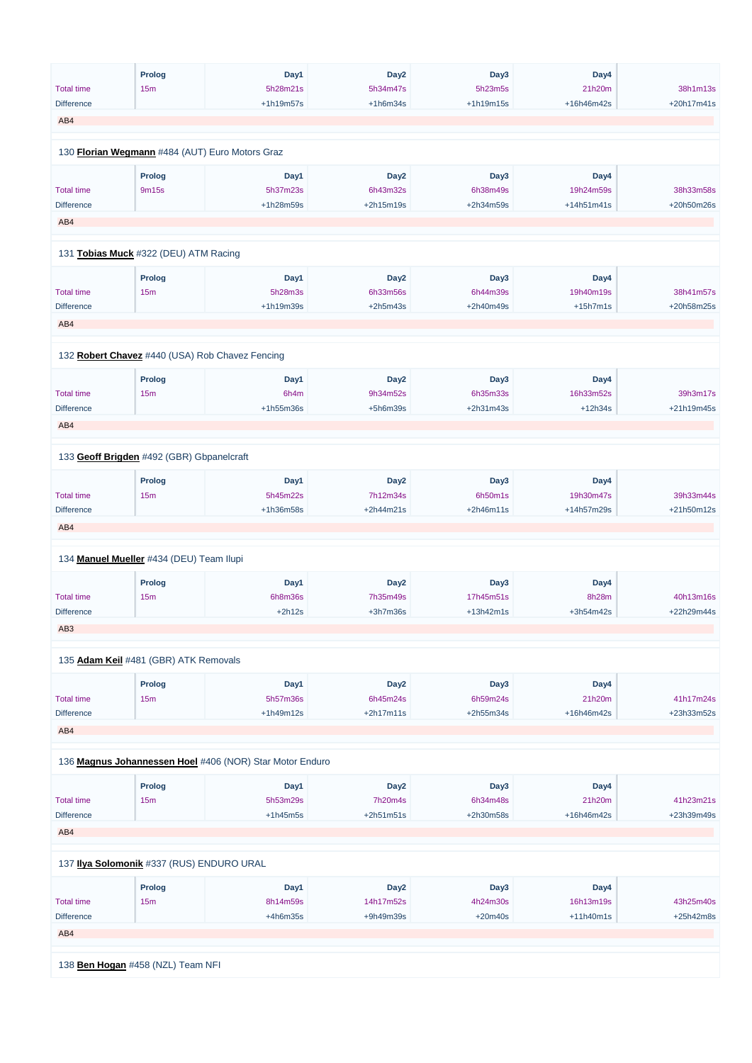| | Prolog | Day1 | Day2 | Day3 | Day4 | |
|---|---|---|---|---|---|---|
| Total time | 15m | 5h28m21s | 5h34m47s | 5h23m5s | 21h20m | 38h1m13s |
| Difference | | +1h19m57s | +1h6m34s | +1h19m15s | +16h46m42s | +20h17m41s |

AB4

130 **Florian Wegmann** #484 (AUT) Euro Motors Graz

| | Prolog | Day1 | Day2 | Day3 | Day4 | |
|---|---|---|---|---|---|---|
| Total time | 9m15s | 5h37m23s | 6h43m32s | 6h38m49s | 19h24m59s | 38h33m58s |
| Difference | | +1h28m59s | +2h15m19s | +2h34m59s | +14h51m41s | +20h50m26s |

AB4

131 **Tobias Muck** #322 (DEU) ATM Racing

| | Prolog | Day1 | Day2 | Day3 | Day4 | |
|---|---|---|---|---|---|---|
| Total time | 15m | 5h28m3s | 6h33m56s | 6h44m39s | 19h40m19s | 38h41m57s |
| Difference | | +1h19m39s | +2h5m43s | +2h40m49s | +15h7m1s | +20h58m25s |

AB4

132 **Robert Chavez** #440 (USA) Rob Chavez Fencing

| | Prolog | Day1 | Day2 | Day3 | Day4 | |
|---|---|---|---|---|---|---|
| Total time | 15m | 6h4m | 9h34m52s | 6h35m33s | 16h33m52s | 39h3m17s |
| Difference | | +1h55m36s | +5h6m39s | +2h31m43s | +12h34s | +21h19m45s |

AB4

133 **Geoff Brigden** #492 (GBR) Gbpanelcraft

| | Prolog | Day1 | Day2 | Day3 | Day4 | |
|---|---|---|---|---|---|---|
| Total time | 15m | 5h45m22s | 7h12m34s | 6h50m1s | 19h30m47s | 39h33m44s |
| Difference | | +1h36m58s | +2h44m21s | +2h46m11s | +14h57m29s | +21h50m12s |

AB4

134 **Manuel Mueller** #434 (DEU) Team Ilupi

| | Prolog | Day1 | Day2 | Day3 | Day4 | |
|---|---|---|---|---|---|---|
| Total time | 15m | 6h8m36s | 7h35m49s | 17h45m51s | 8h28m | 40h13m16s |
| Difference | | +2h12s | +3h7m36s | +13h42m1s | +3h54m42s | +22h29m44s |

AB3

135 **Adam Keil** #481 (GBR) ATK Removals

| | Prolog | Day1 | Day2 | Day3 | Day4 | |
|---|---|---|---|---|---|---|
| Total time | 15m | 5h57m36s | 6h45m24s | 6h59m24s | 21h20m | 41h17m24s |
| Difference | | +1h49m12s | +2h17m11s | +2h55m34s | +16h46m42s | +23h33m52s |

AB4

136 **Magnus Johannessen Hoel** #406 (NOR) Star Motor Enduro

| | Prolog | Day1 | Day2 | Day3 | Day4 | |
|---|---|---|---|---|---|---|
| Total time | 15m | 5h53m29s | 7h20m4s | 6h34m48s | 21h20m | 41h23m21s |
| Difference | | +1h45m5s | +2h51m51s | +2h30m58s | +16h46m42s | +23h39m49s |

AB4

137 **Ilya Solomonik** #337 (RUS) ENDURO URAL

| | Prolog | Day1 | Day2 | Day3 | Day4 | |
|---|---|---|---|---|---|---|
| Total time | 15m | 8h14m59s | 14h17m52s | 4h24m30s | 16h13m19s | 43h25m40s |
| Difference | | +4h6m35s | +9h49m39s | +20m40s | +11h40m1s | +25h42m8s |

AB4

138 **Ben Hogan** #458 (NZL) Team NFI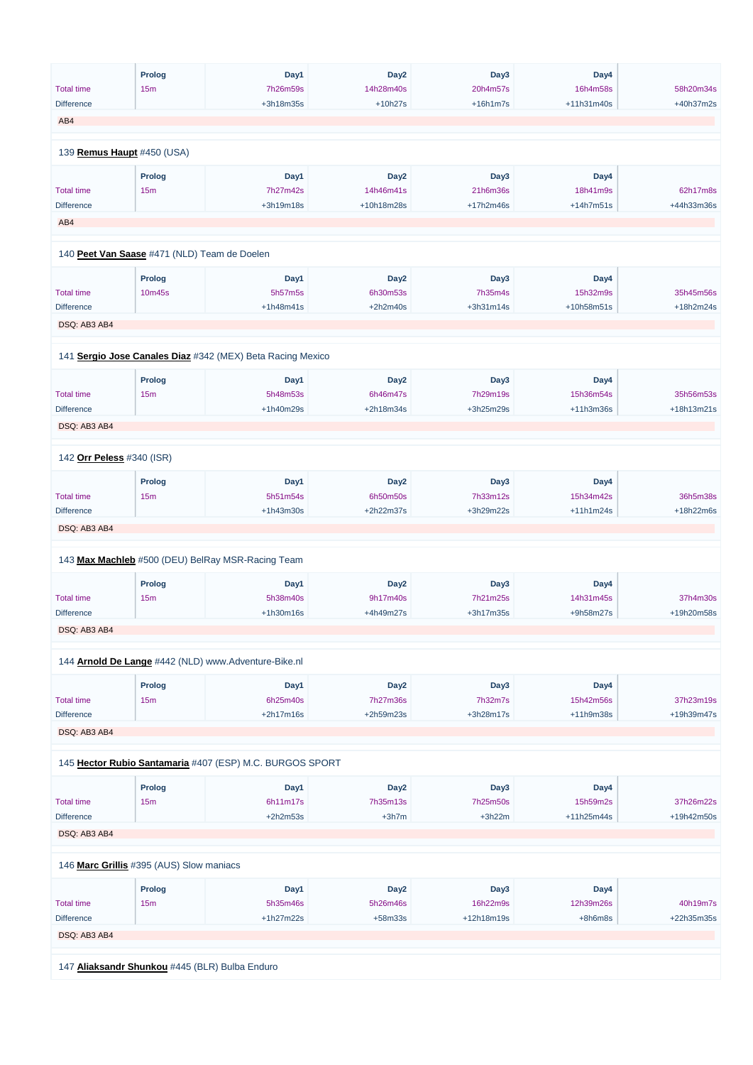| | Prolog | Day1 | Day2 | Day3 | Day4 | |
|---|---|---|---|---|---|---|
| Total time | 15m | 7h26m59s | 14h28m40s | 20h4m57s | 16h4m58s | 58h20m34s |
| Difference | | +3h18m35s | +10h27s | +16h1m7s | +11h31m40s | +40h37m2s |

AB4

139 **Remus Haupt** #450 (USA)

| | Prolog | Day1 | Day2 | Day3 | Day4 | |
|---|---|---|---|---|---|---|
| Total time | 15m | 7h27m42s | 14h46m41s | 21h6m36s | 18h41m9s | 62h17m8s |
| Difference | | +3h19m18s | +10h18m28s | +17h2m46s | +14h7m51s | +44h33m36s |

AB4

140 **Peet Van Saase** #471 (NLD) Team de Doelen

| | Prolog | Day1 | Day2 | Day3 | Day4 | |
|---|---|---|---|---|---|---|
| Total time | 10m45s | 5h57m5s | 6h30m53s | 7h35m4s | 15h32m9s | 35h45m56s |
| Difference | | +1h48m41s | +2h2m40s | +3h31m14s | +10h58m51s | +18h2m24s |

DSQ: AB3 AB4

141 **Sergio Jose Canales Diaz** #342 (MEX) Beta Racing Mexico

| | Prolog | Day1 | Day2 | Day3 | Day4 | |
|---|---|---|---|---|---|---|
| Total time | 15m | 5h48m53s | 6h46m47s | 7h29m19s | 15h36m54s | 35h56m53s |
| Difference | | +1h40m29s | +2h18m34s | +3h25m29s | +11h3m36s | +18h13m21s |

DSQ: AB3 AB4

142 **Orr Peless** #340 (ISR)

| | Prolog | Day1 | Day2 | Day3 | Day4 | |
|---|---|---|---|---|---|---|
| Total time | 15m | 5h51m54s | 6h50m50s | 7h33m12s | 15h34m42s | 36h5m38s |
| Difference | | +1h43m30s | +2h22m37s | +3h29m22s | +11h1m24s | +18h22m6s |

DSQ: AB3 AB4

143 **Max Machleb** #500 (DEU) BelRay MSR-Racing Team

| | Prolog | Day1 | Day2 | Day3 | Day4 | |
|---|---|---|---|---|---|---|
| Total time | 15m | 5h38m40s | 9h17m40s | 7h21m25s | 14h31m45s | 37h4m30s |
| Difference | | +1h30m16s | +4h49m27s | +3h17m35s | +9h58m27s | +19h20m58s |

DSQ: AB3 AB4

144 **Arnold De Lange** #442 (NLD) www.Adventure-Bike.nl

| | Prolog | Day1 | Day2 | Day3 | Day4 | |
|---|---|---|---|---|---|---|
| Total time | 15m | 6h25m40s | 7h27m36s | 7h32m7s | 15h42m56s | 37h23m19s |
| Difference | | +2h17m16s | +2h59m23s | +3h28m17s | +11h9m38s | +19h39m47s |

DSQ: AB3 AB4

145 **Hector Rubio Santamaria** #407 (ESP) M.C. BURGOS SPORT

| | Prolog | Day1 | Day2 | Day3 | Day4 | |
|---|---|---|---|---|---|---|
| Total time | 15m | 6h11m17s | 7h35m13s | 7h25m50s | 15h59m2s | 37h26m22s |
| Difference | | +2h2m53s | +3h7m | +3h22m | +11h25m44s | +19h42m50s |

DSQ: AB3 AB4

146 **Marc Grillis** #395 (AUS) Slow maniacs

| | Prolog | Day1 | Day2 | Day3 | Day4 | |
|---|---|---|---|---|---|---|
| Total time | 15m | 5h35m46s | 5h26m46s | 16h22m9s | 12h39m26s | 40h19m7s |
| Difference | | +1h27m22s | +58m33s | +12h18m19s | +8h6m8s | +22h35m35s |

DSQ: AB3 AB4

147 **Aliaksandr Shunkou** #445 (BLR) Bulba Enduro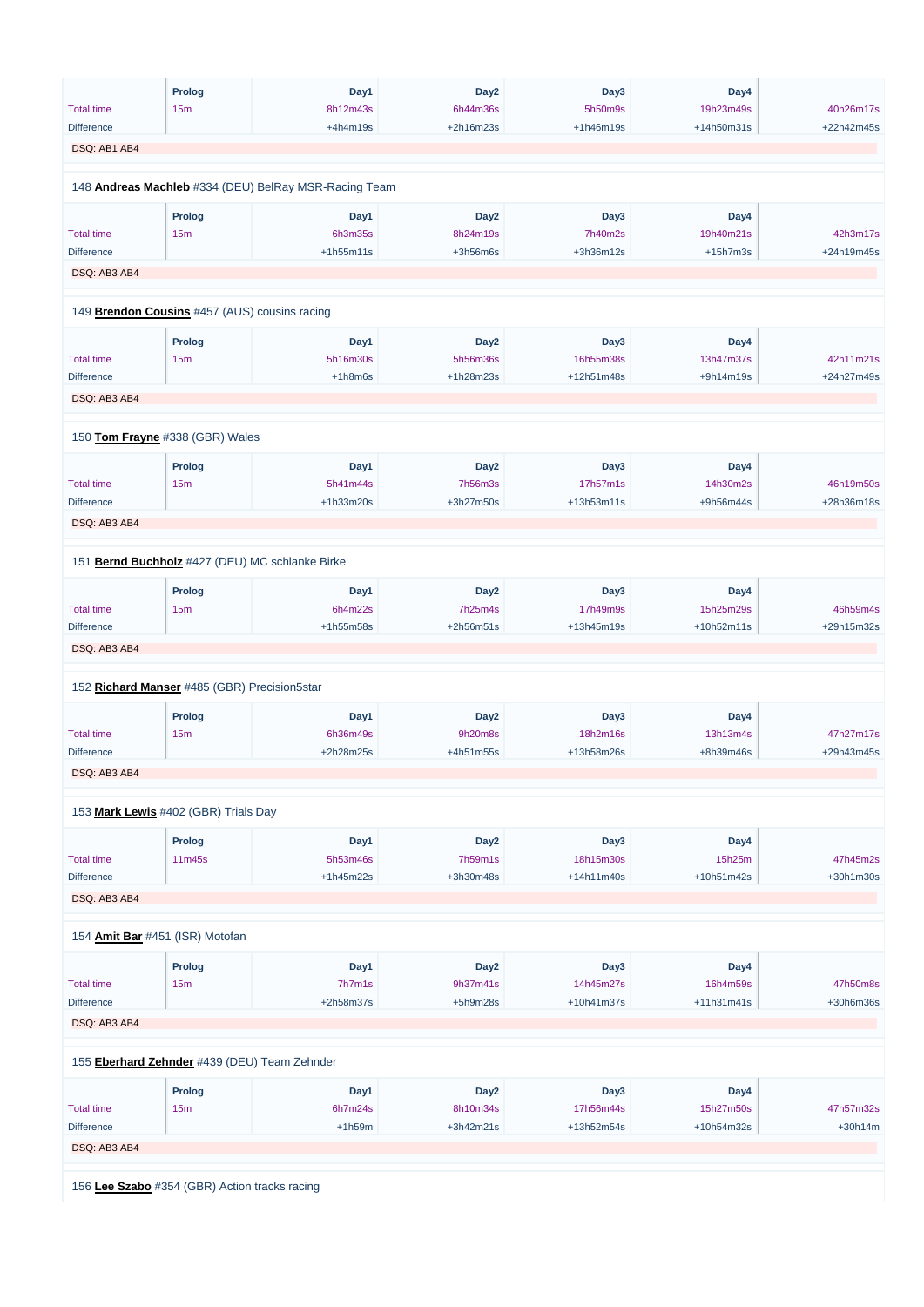| | Prolog | Day1 | Day2 | Day3 | Day4 | |
|---|---|---|---|---|---|---|
| Total time | 15m | 8h12m43s | 6h44m36s | 5h50m9s | 19h23m49s | 40h26m17s |
| Difference | | +4h4m19s | +2h16m23s | +1h46m19s | +14h50m31s | +22h42m45s |

DSQ: AB1 AB4

148 **Andreas Machleb** #334 (DEU) BelRay MSR-Racing Team

| | Prolog | Day1 | Day2 | Day3 | Day4 | |
|---|---|---|---|---|---|---|
| Total time | 15m | 6h3m35s | 8h24m19s | 7h40m2s | 19h40m21s | 42h3m17s |
| Difference | | +1h55m11s | +3h56m6s | +3h36m12s | +15h7m3s | +24h19m45s |

DSQ: AB3 AB4

149 **Brendon Cousins** #457 (AUS) cousins racing

| | Prolog | Day1 | Day2 | Day3 | Day4 | |
|---|---|---|---|---|---|---|
| Total time | 15m | 5h16m30s | 5h56m36s | 16h55m38s | 13h47m37s | 42h11m21s |
| Difference | | +1h8m6s | +1h28m23s | +12h51m48s | +9h14m19s | +24h27m49s |

DSQ: AB3 AB4

150 **Tom Frayne** #338 (GBR) Wales

| | Prolog | Day1 | Day2 | Day3 | Day4 | |
|---|---|---|---|---|---|---|
| Total time | 15m | 5h41m44s | 7h56m3s | 17h57m1s | 14h30m2s | 46h19m50s |
| Difference | | +1h33m20s | +3h27m50s | +13h53m11s | +9h56m44s | +28h36m18s |

DSQ: AB3 AB4

151 **Bernd Buchholz** #427 (DEU) MC schlanke Birke

| | Prolog | Day1 | Day2 | Day3 | Day4 | |
|---|---|---|---|---|---|---|
| Total time | 15m | 6h4m22s | 7h25m4s | 17h49m9s | 15h25m29s | 46h59m4s |
| Difference | | +1h55m58s | +2h56m51s | +13h45m19s | +10h52m11s | +29h15m32s |

DSQ: AB3 AB4

152 **Richard Manser** #485 (GBR) Precision5star

| | Prolog | Day1 | Day2 | Day3 | Day4 | |
|---|---|---|---|---|---|---|
| Total time | 15m | 6h36m49s | 9h20m8s | 18h2m16s | 13h13m4s | 47h27m17s |
| Difference | | +2h28m25s | +4h51m55s | +13h58m26s | +8h39m46s | +29h43m45s |

DSQ: AB3 AB4

153 **Mark Lewis** #402 (GBR) Trials Day

| | Prolog | Day1 | Day2 | Day3 | Day4 | |
|---|---|---|---|---|---|---|
| Total time | 11m45s | 5h53m46s | 7h59m1s | 18h15m30s | 15h25m | 47h45m2s |
| Difference | | +1h45m22s | +3h30m48s | +14h11m40s | +10h51m42s | +30h1m30s |

DSQ: AB3 AB4

154 **Amit Bar** #451 (ISR) Motofan

| | Prolog | Day1 | Day2 | Day3 | Day4 | |
|---|---|---|---|---|---|---|
| Total time | 15m | 7h7m1s | 9h37m41s | 14h45m27s | 16h4m59s | 47h50m8s |
| Difference | | +2h58m37s | +5h9m28s | +10h41m37s | +11h31m41s | +30h6m36s |

DSQ: AB3 AB4

155 **Eberhard Zehnder** #439 (DEU) Team Zehnder

| | Prolog | Day1 | Day2 | Day3 | Day4 | |
|---|---|---|---|---|---|---|
| Total time | 15m | 6h7m24s | 8h10m34s | 17h56m44s | 15h27m50s | 47h57m32s |
| Difference | | +1h59m | +3h42m21s | +13h52m54s | +10h54m32s | +30h14m |

DSQ: AB3 AB4

156 **Lee Szabo** #354 (GBR) Action tracks racing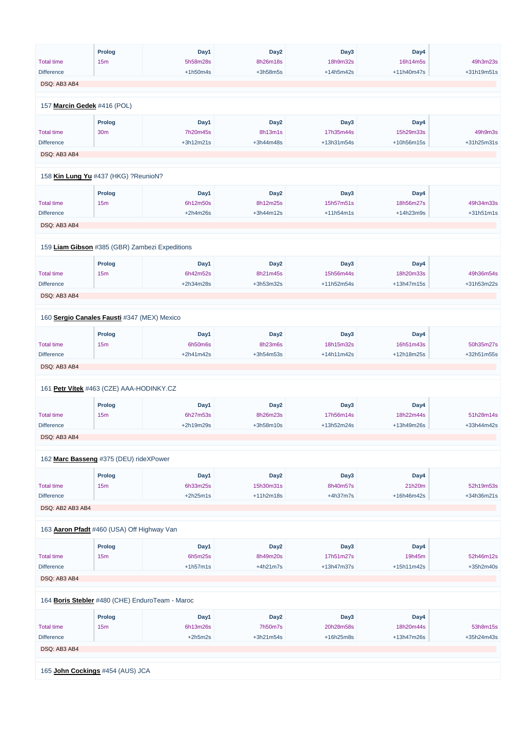| | Prolog | Day1 | Day2 | Day3 | Day4 | |
|---|---|---|---|---|---|---|
| Total time | 15m | 5h58m28s | 8h26m18s | 18h9m32s | 16h14m5s | 49h3m23s |
| Difference | | +1h50m4s | +3h58m5s | +14h5m42s | +11h40m47s | +31h19m51s |

DSQ: AB3 AB4

157 **Marcin Gedek** #416 (POL)

| | Prolog | Day1 | Day2 | Day3 | Day4 | |
|---|---|---|---|---|---|---|
| Total time | 30m | 7h20m45s | 8h13m1s | 17h35m44s | 15h29m33s | 49h9m3s |
| Difference | | +3h12m21s | +3h44m48s | +13h31m54s | +10h56m15s | +31h25m31s |

DSQ: AB3 AB4

158 **Kin Lung Yu** #437 (HKG) ?ReunioN?

| | Prolog | Day1 | Day2 | Day3 | Day4 | |
|---|---|---|---|---|---|---|
| Total time | 15m | 6h12m50s | 8h12m25s | 15h57m51s | 18h56m27s | 49h34m33s |
| Difference | | +2h4m26s | +3h44m12s | +11h54m1s | +14h23m9s | +31h51m1s |

DSQ: AB3 AB4

159 **Liam Gibson** #385 (GBR) Zambezi Expeditions

| | Prolog | Day1 | Day2 | Day3 | Day4 | |
|---|---|---|---|---|---|---|
| Total time | 15m | 6h42m52s | 8h21m45s | 15h56m44s | 18h20m33s | 49h36m54s |
| Difference | | +2h34m28s | +3h53m32s | +11h52m54s | +13h47m15s | +31h53m22s |

DSQ: AB3 AB4

160 **Sergio Canales Fausti** #347 (MEX) Mexico

| | Prolog | Day1 | Day2 | Day3 | Day4 | |
|---|---|---|---|---|---|---|
| Total time | 15m | 6h50m6s | 8h23m6s | 18h15m32s | 16h51m43s | 50h35m27s |
| Difference | | +2h41m42s | +3h54m53s | +14h11m42s | +12h18m25s | +32h51m55s |

DSQ: AB3 AB4

161 **Petr Vítek** #463 (CZE) AAA-HODINKY.CZ

| | Prolog | Day1 | Day2 | Day3 | Day4 | |
|---|---|---|---|---|---|---|
| Total time | 15m | 6h27m53s | 8h26m23s | 17h56m14s | 18h22m44s | 51h28m14s |
| Difference | | +2h19m29s | +3h58m10s | +13h52m24s | +13h49m26s | +33h44m42s |

DSQ: AB3 AB4

162 **Marc Basseng** #375 (DEU) rideXPower

| | Prolog | Day1 | Day2 | Day3 | Day4 | |
|---|---|---|---|---|---|---|
| Total time | 15m | 6h33m25s | 15h30m31s | 8h40m57s | 21h20m | 52h19m53s |
| Difference | | +2h25m1s | +11h2m18s | +4h37m7s | +16h46m42s | +34h36m21s |

DSQ: AB2 AB3 AB4

163 **Aaron Pfadt** #460 (USA) Off Highway Van

| | Prolog | Day1 | Day2 | Day3 | Day4 | |
|---|---|---|---|---|---|---|
| Total time | 15m | 6h5m25s | 8h49m20s | 17h51m27s | 19h45m | 52h46m12s |
| Difference | | +1h57m1s | +4h21m7s | +13h47m37s | +15h11m42s | +35h2m40s |

DSQ: AB3 AB4

164 **Boris Stebler** #480 (CHE) EnduroTeam - Maroc

| | Prolog | Day1 | Day2 | Day3 | Day4 | |
|---|---|---|---|---|---|---|
| Total time | 15m | 6h13m26s | 7h50m7s | 20h28m58s | 18h20m44s | 53h8m15s |
| Difference | | +2h5m2s | +3h21m54s | +16h25m8s | +13h47m26s | +35h24m43s |

DSQ: AB3 AB4

165 **John Cockings** #454 (AUS) JCA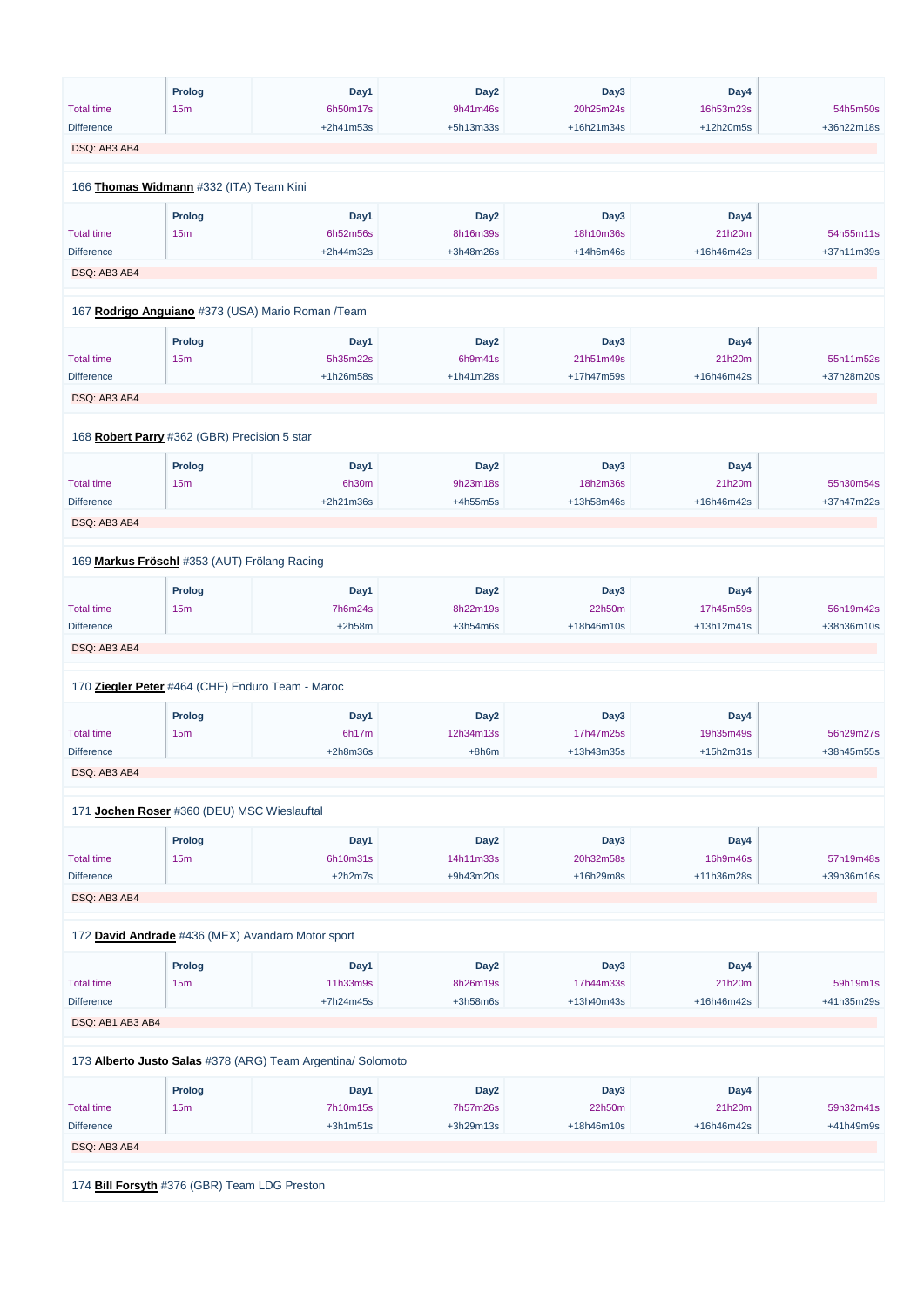| | Prolog | Day1 | Day2 | Day3 | Day4 | |
|---|---|---|---|---|---|---|
| Total time | 15m | 6h50m17s | 9h41m46s | 20h25m24s | 16h53m23s | 54h5m50s |
| Difference | | +2h41m53s | +5h13m33s | +16h21m34s | +12h20m5s | +36h22m18s |

DSQ: AB3 AB4

166 **Thomas Widmann** #332 (ITA) Team Kini

| | Prolog | Day1 | Day2 | Day3 | Day4 | |
|---|---|---|---|---|---|---|
| Total time | 15m | 6h52m56s | 8h16m39s | 18h10m36s | 21h20m | 54h55m11s |
| Difference | | +2h44m32s | +3h48m26s | +14h6m46s | +16h46m42s | +37h11m39s |

DSQ: AB3 AB4

167 **Rodrigo Anguiano** #373 (USA) Mario Roman /Team

| | Prolog | Day1 | Day2 | Day3 | Day4 | |
|---|---|---|---|---|---|---|
| Total time | 15m | 5h35m22s | 6h9m41s | 21h51m49s | 21h20m | 55h11m52s |
| Difference | | +1h26m58s | +1h41m28s | +17h47m59s | +16h46m42s | +37h28m20s |

DSQ: AB3 AB4

168 **Robert Parry** #362 (GBR) Precision 5 star

| | Prolog | Day1 | Day2 | Day3 | Day4 | |
|---|---|---|---|---|---|---|
| Total time | 15m | 6h30m | 9h23m18s | 18h2m36s | 21h20m | 55h30m54s |
| Difference | | +2h21m36s | +4h55m5s | +13h58m46s | +16h46m42s | +37h47m22s |

DSQ: AB3 AB4

169 **Markus Fröschl** #353 (AUT) Frölang Racing

| | Prolog | Day1 | Day2 | Day3 | Day4 | |
|---|---|---|---|---|---|---|
| Total time | 15m | 7h6m24s | 8h22m19s | 22h50m | 17h45m59s | 56h19m42s |
| Difference | | +2h58m | +3h54m6s | +18h46m10s | +13h12m41s | +38h36m10s |

DSQ: AB3 AB4

170 **Ziegler Peter** #464 (CHE) Enduro Team - Maroc

| | Prolog | Day1 | Day2 | Day3 | Day4 | |
|---|---|---|---|---|---|---|
| Total time | 15m | 6h17m | 12h34m13s | 17h47m25s | 19h35m49s | 56h29m27s |
| Difference | | +2h8m36s | +8h6m | +13h43m35s | +15h2m31s | +38h45m55s |

DSQ: AB3 AB4

171 **Jochen Roser** #360 (DEU) MSC Wieslauftal

| | Prolog | Day1 | Day2 | Day3 | Day4 | |
|---|---|---|---|---|---|---|
| Total time | 15m | 6h10m31s | 14h11m33s | 20h32m58s | 16h9m46s | 57h19m48s |
| Difference | | +2h2m7s | +9h43m20s | +16h29m8s | +11h36m28s | +39h36m16s |

DSQ: AB3 AB4

172 **David Andrade** #436 (MEX) Avandaro Motor sport

| | Prolog | Day1 | Day2 | Day3 | Day4 | |
|---|---|---|---|---|---|---|
| Total time | 15m | 11h33m9s | 8h26m19s | 17h44m33s | 21h20m | 59h19m1s |
| Difference | | +7h24m45s | +3h58m6s | +13h40m43s | +16h46m42s | +41h35m29s |

DSQ: AB1 AB3 AB4

173 **Alberto Justo Salas** #378 (ARG) Team Argentina/ Solomoto

| | Prolog | Day1 | Day2 | Day3 | Day4 | |
|---|---|---|---|---|---|---|
| Total time | 15m | 7h10m15s | 7h57m26s | 22h50m | 21h20m | 59h32m41s |
| Difference | | +3h1m51s | +3h29m13s | +18h46m10s | +16h46m42s | +41h49m9s |

DSQ: AB3 AB4

174 **Bill Forsyth** #376 (GBR) Team LDG Preston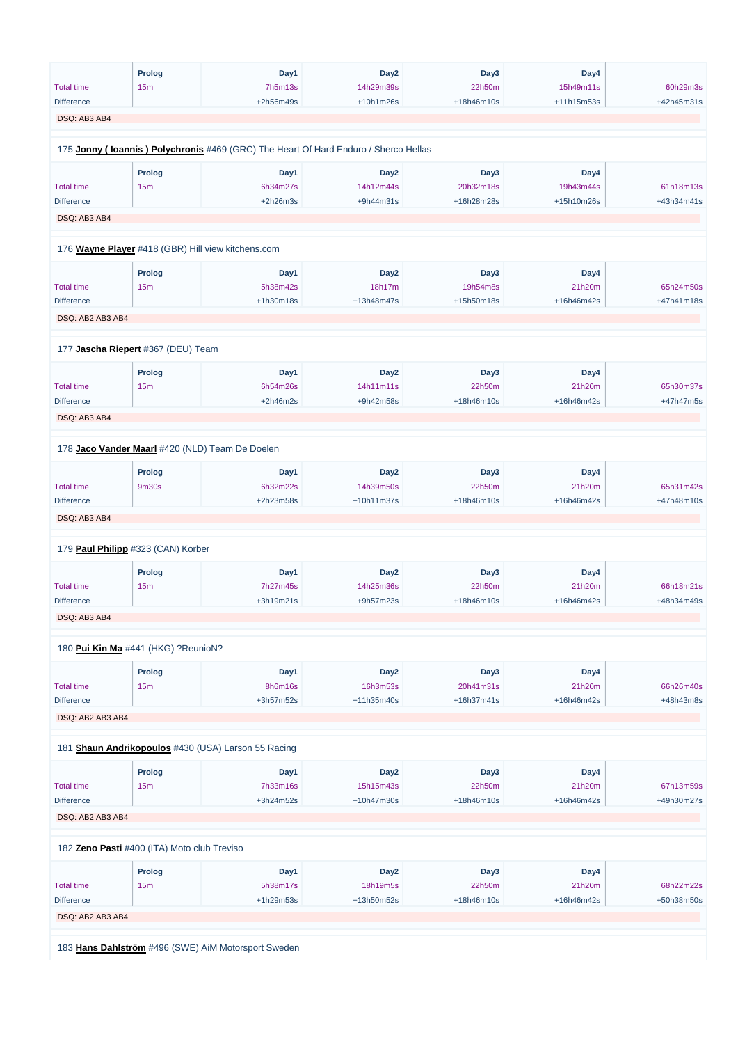| | Prolog | Day1 | Day2 | Day3 | Day4 | |
|---|---|---|---|---|---|---|
| Total time | 15m | 7h5m13s | 14h29m39s | 22h50m | 15h49m11s | 60h29m3s |
| Difference | | +2h56m49s | +10h1m26s | +18h46m10s | +11h15m53s | +42h45m31s |

DSQ: AB3 AB4

175 **Jonny ( Ioannis ) Polychronis** #469 (GRC) The Heart Of Hard Enduro / Sherco Hellas

| | Prolog | Day1 | Day2 | Day3 | Day4 | |
|---|---|---|---|---|---|---|
| Total time | 15m | 6h34m27s | 14h12m44s | 20h32m18s | 19h43m44s | 61h18m13s |
| Difference | | +2h26m3s | +9h44m31s | +16h28m28s | +15h10m26s | +43h34m41s |

DSQ: AB3 AB4

176 **Wayne Player** #418 (GBR) Hill view kitchens.com

| | Prolog | Day1 | Day2 | Day3 | Day4 | |
|---|---|---|---|---|---|---|
| Total time | 15m | 5h38m42s | 18h17m | 19h54m8s | 21h20m | 65h24m50s |
| Difference | | +1h30m18s | +13h48m47s | +15h50m18s | +16h46m42s | +47h41m18s |

DSQ: AB2 AB3 AB4

177 **Jascha Riepert** #367 (DEU) Team

| | Prolog | Day1 | Day2 | Day3 | Day4 | |
|---|---|---|---|---|---|---|
| Total time | 15m | 6h54m26s | 14h11m11s | 22h50m | 21h20m | 65h30m37s |
| Difference | | +2h46m2s | +9h42m58s | +18h46m10s | +16h46m42s | +47h47m5s |

DSQ: AB3 AB4

178 **Jaco Vander Maarl** #420 (NLD) Team De Doelen

| | Prolog | Day1 | Day2 | Day3 | Day4 | |
|---|---|---|---|---|---|---|
| Total time | 9m30s | 6h32m22s | 14h39m50s | 22h50m | 21h20m | 65h31m42s |
| Difference | | +2h23m58s | +10h11m37s | +18h46m10s | +16h46m42s | +47h48m10s |

DSQ: AB3 AB4

179 **Paul Philipp** #323 (CAN) Korber

| | Prolog | Day1 | Day2 | Day3 | Day4 | |
|---|---|---|---|---|---|---|
| Total time | 15m | 7h27m45s | 14h25m36s | 22h50m | 21h20m | 66h18m21s |
| Difference | | +3h19m21s | +9h57m23s | +18h46m10s | +16h46m42s | +48h34m49s |

DSQ: AB3 AB4

180 **Pui Kin Ma** #441 (HKG) ?ReunioN?

| | Prolog | Day1 | Day2 | Day3 | Day4 | |
|---|---|---|---|---|---|---|
| Total time | 15m | 8h6m16s | 16h3m53s | 20h41m31s | 21h20m | 66h26m40s |
| Difference | | +3h57m52s | +11h35m40s | +16h37m41s | +16h46m42s | +48h43m8s |

DSQ: AB2 AB3 AB4

181 **Shaun Andrikopoulos** #430 (USA) Larson 55 Racing

| | Prolog | Day1 | Day2 | Day3 | Day4 | |
|---|---|---|---|---|---|---|
| Total time | 15m | 7h33m16s | 15h15m43s | 22h50m | 21h20m | 67h13m59s |
| Difference | | +3h24m52s | +10h47m30s | +18h46m10s | +16h46m42s | +49h30m27s |

DSQ: AB2 AB3 AB4

182 **Zeno Pasti** #400 (ITA) Moto club Treviso

| | Prolog | Day1 | Day2 | Day3 | Day4 | |
|---|---|---|---|---|---|---|
| Total time | 15m | 5h38m17s | 18h19m5s | 22h50m | 21h20m | 68h22m22s |
| Difference | | +1h29m53s | +13h50m52s | +18h46m10s | +16h46m42s | +50h38m50s |

DSQ: AB2 AB3 AB4

183 **Hans Dahlström** #496 (SWE) AiM Motorsport Sweden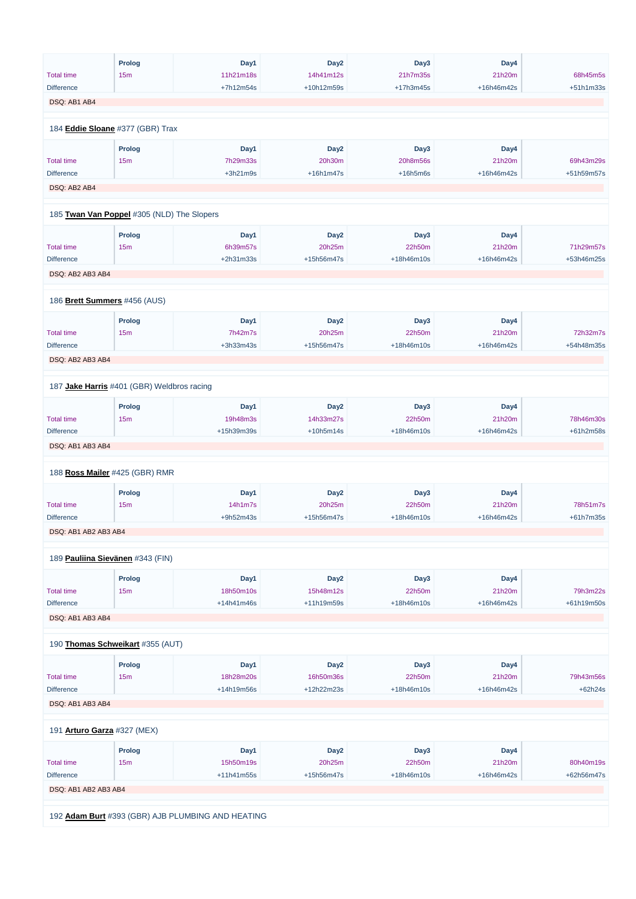| | Prolog | Day1 | Day2 | Day3 | Day4 | |
|---|---|---|---|---|---|---|
| Total time | 15m | 11h21m18s | 14h41m12s | 21h7m35s | 21h20m | 68h45m5s |
| Difference | | +7h12m54s | +10h12m59s | +17h3m45s | +16h46m42s | +51h1m33s |

DSQ: AB1 AB4

184 **Eddie Sloane** #377 (GBR) Trax

| | Prolog | Day1 | Day2 | Day3 | Day4 | |
|---|---|---|---|---|---|---|
| Total time | 15m | 7h29m33s | 20h30m | 20h8m56s | 21h20m | 69h43m29s |
| Difference | | +3h21m9s | +16h1m47s | +16h5m6s | +16h46m42s | +51h59m57s |

DSQ: AB2 AB4

185 **Twan Van Poppel** #305 (NLD) The Slopers

| | Prolog | Day1 | Day2 | Day3 | Day4 | |
|---|---|---|---|---|---|---|
| Total time | 15m | 6h39m57s | 20h25m | 22h50m | 21h20m | 71h29m57s |
| Difference | | +2h31m33s | +15h56m47s | +18h46m10s | +16h46m42s | +53h46m25s |

DSQ: AB2 AB3 AB4

186 **Brett Summers** #456 (AUS)

| | Prolog | Day1 | Day2 | Day3 | Day4 | |
|---|---|---|---|---|---|---|
| Total time | 15m | 7h42m7s | 20h25m | 22h50m | 21h20m | 72h32m7s |
| Difference | | +3h33m43s | +15h56m47s | +18h46m10s | +16h46m42s | +54h48m35s |

DSQ: AB2 AB3 AB4

187 **Jake Harris** #401 (GBR) Weldbros racing

| | Prolog | Day1 | Day2 | Day3 | Day4 | |
|---|---|---|---|---|---|---|
| Total time | 15m | 19h48m3s | 14h33m27s | 22h50m | 21h20m | 78h46m30s |
| Difference | | +15h39m39s | +10h5m14s | +18h46m10s | +16h46m42s | +61h2m58s |

DSQ: AB1 AB3 AB4

188 **Ross Mailer** #425 (GBR) RMR

| | Prolog | Day1 | Day2 | Day3 | Day4 | |
|---|---|---|---|---|---|---|
| Total time | 15m | 14h1m7s | 20h25m | 22h50m | 21h20m | 78h51m7s |
| Difference | | +9h52m43s | +15h56m47s | +18h46m10s | +16h46m42s | +61h7m35s |

DSQ: AB1 AB2 AB3 AB4

189 **Pauliina Sievänen** #343 (FIN)

| | Prolog | Day1 | Day2 | Day3 | Day4 | |
|---|---|---|---|---|---|---|
| Total time | 15m | 18h50m10s | 15h48m12s | 22h50m | 21h20m | 79h3m22s |
| Difference | | +14h41m46s | +11h19m59s | +18h46m10s | +16h46m42s | +61h19m50s |

DSQ: AB1 AB3 AB4

190 **Thomas Schweikart** #355 (AUT)

| | Prolog | Day1 | Day2 | Day3 | Day4 | |
|---|---|---|---|---|---|---|
| Total time | 15m | 18h28m20s | 16h50m36s | 22h50m | 21h20m | 79h43m56s |
| Difference | | +14h19m56s | +12h22m23s | +18h46m10s | +16h46m42s | +62h24s |

DSQ: AB1 AB3 AB4

191 **Arturo Garza** #327 (MEX)

| | Prolog | Day1 | Day2 | Day3 | Day4 | |
|---|---|---|---|---|---|---|
| Total time | 15m | 15h50m19s | 20h25m | 22h50m | 21h20m | 80h40m19s |
| Difference | | +11h41m55s | +15h56m47s | +18h46m10s | +16h46m42s | +62h56m47s |

DSQ: AB1 AB2 AB3 AB4

192 **Adam Burt** #393 (GBR) AJB PLUMBING AND HEATING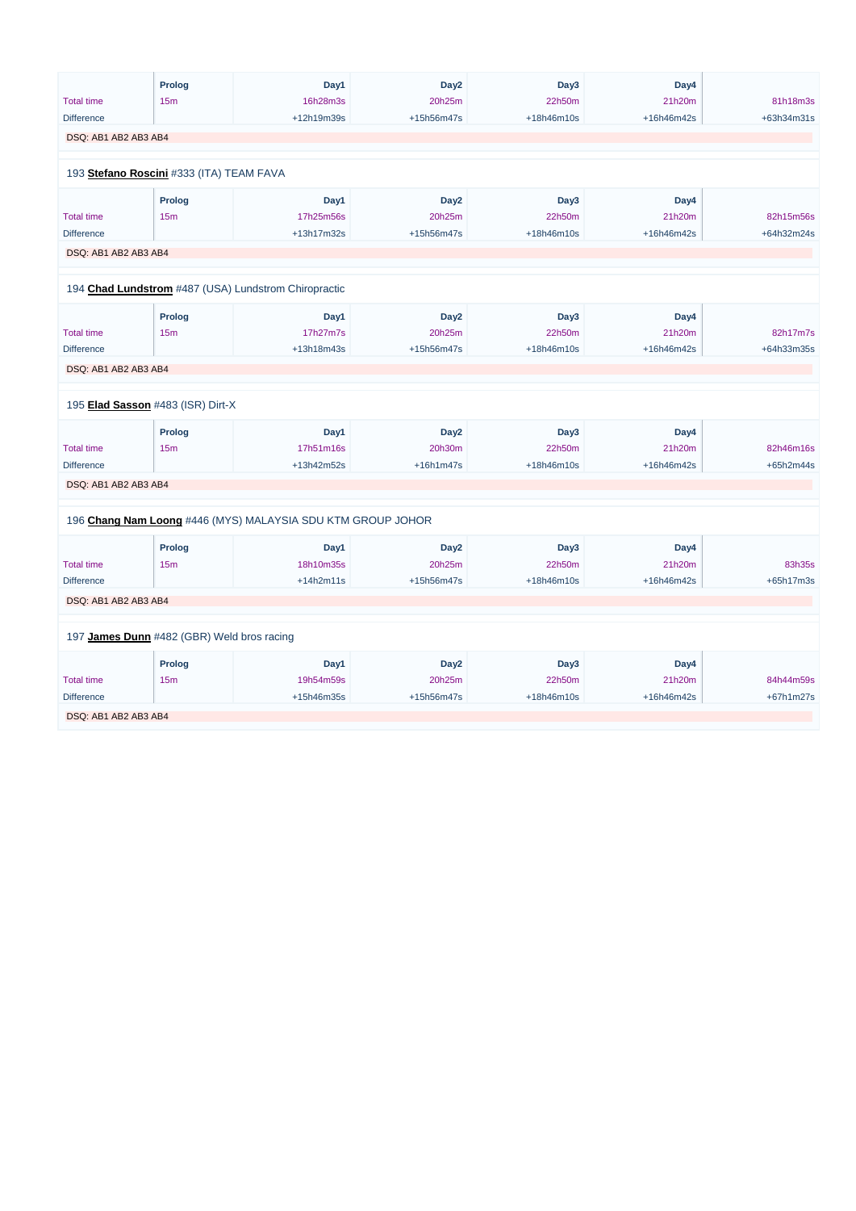| | Prolog | Day1 | Day2 | Day3 | Day4 | |
|---|---|---|---|---|---|---|
| Total time | 15m | 16h28m3s | 20h25m | 22h50m | 21h20m | 81h18m3s |
| Difference | | +12h19m39s | +15h56m47s | +18h46m10s | +16h46m42s | +63h34m31s |

DSQ: AB1 AB2 AB3 AB4

193 **Stefano Roscini** #333 (ITA) TEAM FAVA

| | Prolog | Day1 | Day2 | Day3 | Day4 | |
|---|---|---|---|---|---|---|
| Total time | 15m | 17h25m56s | 20h25m | 22h50m | 21h20m | 82h15m56s |
| Difference | | +13h17m32s | +15h56m47s | +18h46m10s | +16h46m42s | +64h32m24s |

DSQ: AB1 AB2 AB3 AB4

194 **Chad Lundstrom** #487 (USA) Lundstrom Chiropractic

| | Prolog | Day1 | Day2 | Day3 | Day4 | |
|---|---|---|---|---|---|---|
| Total time | 15m | 17h27m7s | 20h25m | 22h50m | 21h20m | 82h17m7s |
| Difference | | +13h18m43s | +15h56m47s | +18h46m10s | +16h46m42s | +64h33m35s |

DSQ: AB1 AB2 AB3 AB4

195 **Elad Sasson** #483 (ISR) Dirt-X

| | Prolog | Day1 | Day2 | Day3 | Day4 | |
|---|---|---|---|---|---|---|
| Total time | 15m | 17h51m16s | 20h30m | 22h50m | 21h20m | 82h46m16s |
| Difference | | +13h42m52s | +16h1m47s | +18h46m10s | +16h46m42s | +65h2m44s |

DSQ: AB1 AB2 AB3 AB4

196 **Chang Nam Loong** #446 (MYS) MALAYSIA SDU KTM GROUP JOHOR

| | Prolog | Day1 | Day2 | Day3 | Day4 | |
|---|---|---|---|---|---|---|
| Total time | 15m | 18h10m35s | 20h25m | 22h50m | 21h20m | 83h35s |
| Difference | | +14h2m11s | +15h56m47s | +18h46m10s | +16h46m42s | +65h17m3s |

DSQ: AB1 AB2 AB3 AB4

197 **James Dunn** #482 (GBR) Weld bros racing

| | Prolog | Day1 | Day2 | Day3 | Day4 | |
|---|---|---|---|---|---|---|
| Total time | 15m | 19h54m59s | 20h25m | 22h50m | 21h20m | 84h44m59s |
| Difference | | +15h46m35s | +15h56m47s | +18h46m10s | +16h46m42s | +67h1m27s |

DSQ: AB1 AB2 AB3 AB4